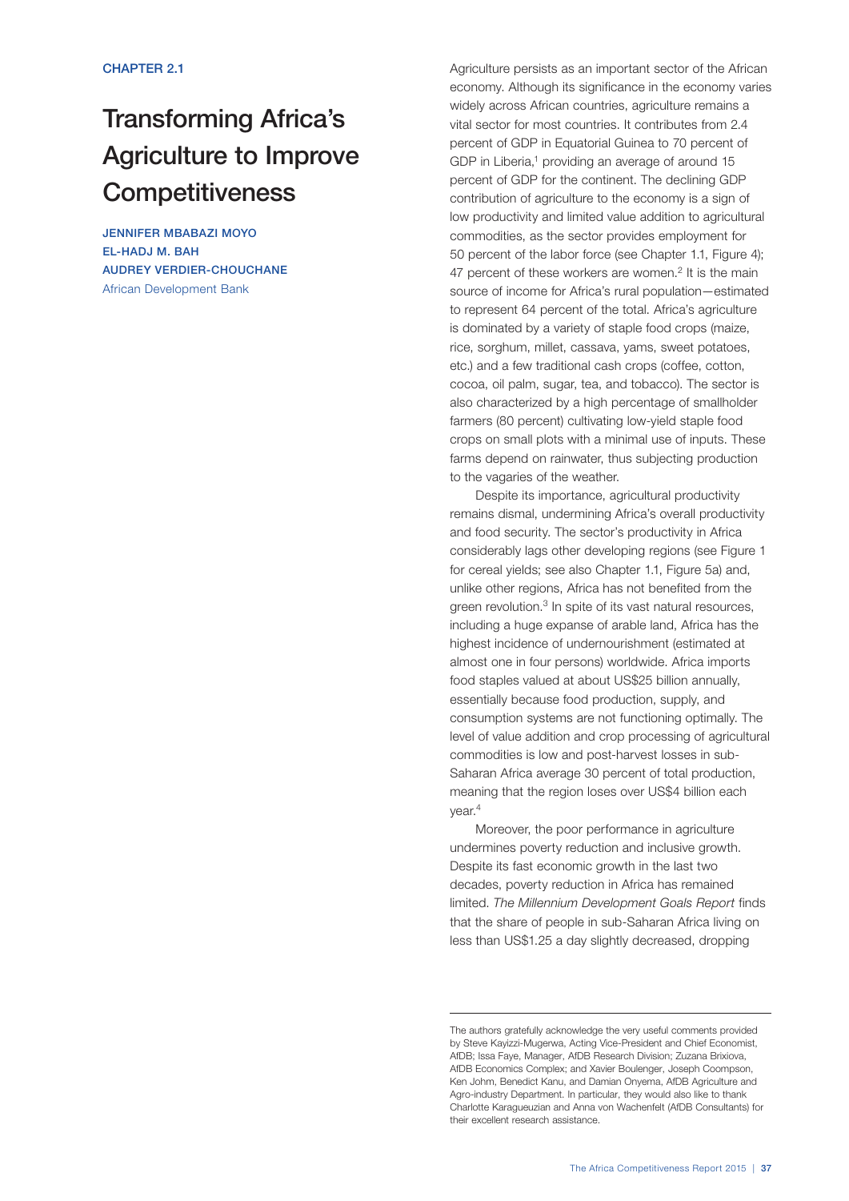CHAPTER 2.1

# Transforming Africa's Agriculture to Improve Competitiveness

**JENNIFER MBABAZI MOYO**
**EL-HADJ M. BAH**
**AUDREY VERDIER-CHOUCHANE**
African Development Bank

Agriculture persists as an important sector of the African economy. Although its significance in the economy varies widely across African countries, agriculture remains a vital sector for most countries. It contributes from 2.4 percent of GDP in Equatorial Guinea to 70 percent of GDP in Liberia,[1] providing an average of around 15 percent of GDP for the continent. The declining GDP contribution of agriculture to the economy is a sign of low productivity and limited value addition to agricultural commodities, as the sector provides employment for 50 percent of the labor force (see Chapter 1.1, Figure 4); 47 percent of these workers are women.[2] It is the main source of income for Africa's rural population—estimated to represent 64 percent of the total. Africa's agriculture is dominated by a variety of staple food crops (maize, rice, sorghum, millet, cassava, yams, sweet potatoes, etc.) and a few traditional cash crops (coffee, cotton, cocoa, oil palm, sugar, tea, and tobacco). The sector is also characterized by a high percentage of smallholder farmers (80 percent) cultivating low-yield staple food crops on small plots with a minimal use of inputs. These farms depend on rainwater, thus subjecting production to the vagaries of the weather.

Despite its importance, agricultural productivity remains dismal, undermining Africa's overall productivity and food security. The sector's productivity in Africa considerably lags other developing regions (see Figure 1 for cereal yields; see also Chapter 1.1, Figure 5a) and, unlike other regions, Africa has not benefited from the green revolution.[3] In spite of its vast natural resources, including a huge expanse of arable land, Africa has the highest incidence of undernourishment (estimated at almost one in four persons) worldwide. Africa imports food staples valued at about US$25 billion annually, essentially because food production, supply, and consumption systems are not functioning optimally. The level of value addition and crop processing of agricultural commodities is low and post-harvest losses in sub-Saharan Africa average 30 percent of total production, meaning that the region loses over US$4 billion each year.[4]

Moreover, the poor performance in agriculture undermines poverty reduction and inclusive growth. Despite its fast economic growth in the last two decades, poverty reduction in Africa has remained limited. *The Millennium Development Goals Report* finds that the share of people in sub-Saharan Africa living on less than US$1.25 a day slightly decreased, dropping

---

The authors gratefully acknowledge the very useful comments provided by Steve Kayizzi-Mugerwa, Acting Vice-President and Chief Economist, AfDB; Issa Faye, Manager, AfDB Research Division; Zuzana Brixiova, AfDB Economics Complex; and Xavier Boulenger, Joseph Coompson, Ken Johm, Benedict Kanu, and Damian Onyema, AfDB Agriculture and Agro-industry Department. In particular, they would also like to thank Charlotte Karagueuzian and Anna von Wachenfelt (AfDB Consultants) for their excellent research assistance.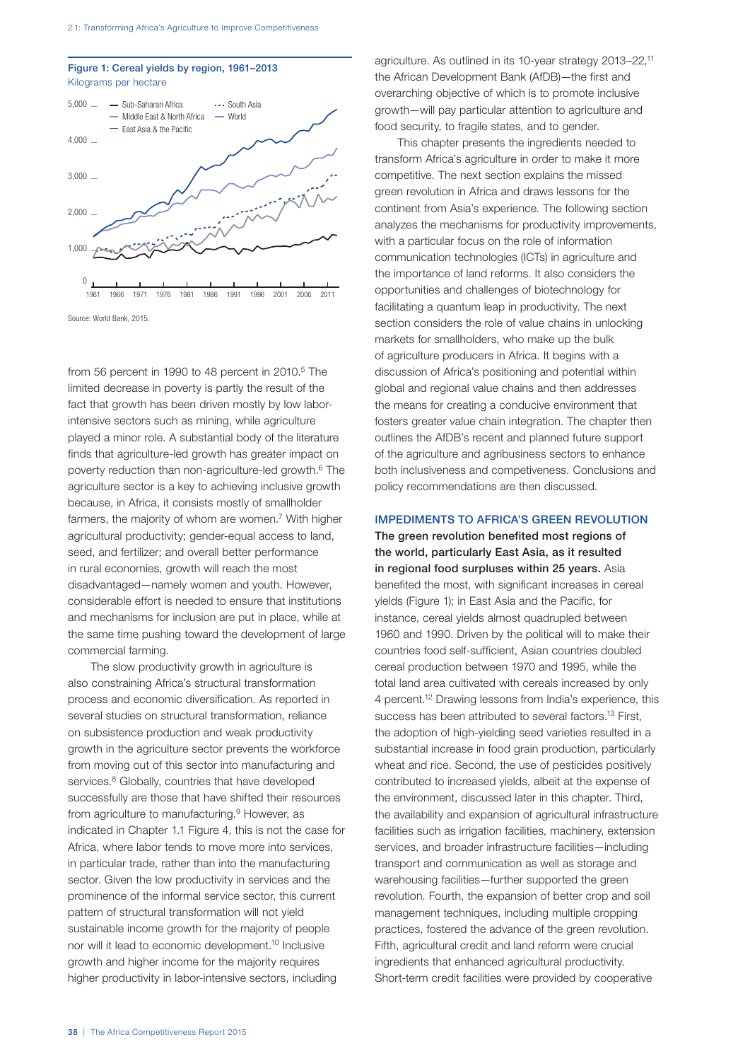**Figure 1: Cereal yields by region, 1961–2013**
Kilograms per hectare

Source: World Bank, 2015.

from 56 percent in 1990 to 48 percent in 2010.[5] The limited decrease in poverty is partly the result of the fact that growth has been driven mostly by low labor-intensive sectors such as mining, while agriculture played a minor role. A substantial body of the literature finds that agriculture-led growth has greater impact on poverty reduction than non-agriculture-led growth.[6] The agriculture sector is a key to achieving inclusive growth because, in Africa, it consists mostly of smallholder farmers, the majority of whom are women.[7] With higher agricultural productivity; gender-equal access to land, seed, and fertilizer; and overall better performance in rural economies, growth will reach the most disadvantaged—namely women and youth. However, considerable effort is needed to ensure that institutions and mechanisms for inclusion are put in place, while at the same time pushing toward the development of large commercial farming.

The slow productivity growth in agriculture is also constraining Africa's structural transformation process and economic diversification. As reported in several studies on structural transformation, reliance on subsistence production and weak productivity growth in the agriculture sector prevents the workforce from moving out of this sector into manufacturing and services.[8] Globally, countries that have developed successfully are those that have shifted their resources from agriculture to manufacturing.[9] However, as indicated in Chapter 1.1 Figure 4, this is not the case for Africa, where labor tends to move more into services, in particular trade, rather than into the manufacturing sector. Given the low productivity in services and the prominence of the informal service sector, this current pattern of structural transformation will not yield sustainable income growth for the majority of people nor will it lead to economic development.[10] Inclusive growth and higher income for the majority requires higher productivity in labor-intensive sectors, including agriculture. As outlined in its 10-year strategy 2013–22,[11] the African Development Bank (AfDB)—the first and overarching objective of which is to promote inclusive growth—will pay particular attention to agriculture and food security, to fragile states, and to gender.

This chapter presents the ingredients needed to transform Africa's agriculture in order to make it more competitive. The next section explains the missed green revolution in Africa and draws lessons for the continent from Asia's experience. The following section analyzes the mechanisms for productivity improvements, with a particular focus on the role of information communication technologies (ICTs) in agriculture and the importance of land reforms. It also considers the opportunities and challenges of biotechnology for facilitating a quantum leap in productivity. The next section considers the role of value chains in unlocking markets for smallholders, who make up the bulk of agriculture producers in Africa. It begins with a discussion of Africa's positioning and potential within global and regional value chains and then addresses the means for creating a conducive environment that fosters greater value chain integration. The chapter then outlines the AfDB's recent and planned future support of the agriculture and agribusiness sectors to enhance both inclusiveness and competiveness. Conclusions and policy recommendations are then discussed.

## IMPEDIMENTS TO AFRICA'S GREEN REVOLUTION

**The green revolution benefited most regions of the world, particularly East Asia, as it resulted in regional food surpluses within 25 years.** Asia benefited the most, with significant increases in cereal yields (Figure 1); in East Asia and the Pacific, for instance, cereal yields almost quadrupled between 1960 and 1990. Driven by the political will to make their countries food self-sufficient, Asian countries doubled cereal production between 1970 and 1995, while the total land area cultivated with cereals increased by only 4 percent.[12] Drawing lessons from India's experience, this success has been attributed to several factors.[13] First, the adoption of high-yielding seed varieties resulted in a substantial increase in food grain production, particularly wheat and rice. Second, the use of pesticides positively contributed to increased yields, albeit at the expense of the environment, discussed later in this chapter. Third, the availability and expansion of agricultural infrastructure facilities such as irrigation facilities, machinery, extension services, and broader infrastructure facilities—including transport and communication as well as storage and warehousing facilities—further supported the green revolution. Fourth, the expansion of better crop and soil management techniques, including multiple cropping practices, fostered the advance of the green revolution. Fifth, agricultural credit and land reform were crucial ingredients that enhanced agricultural productivity. Short-term credit facilities were provided by cooperative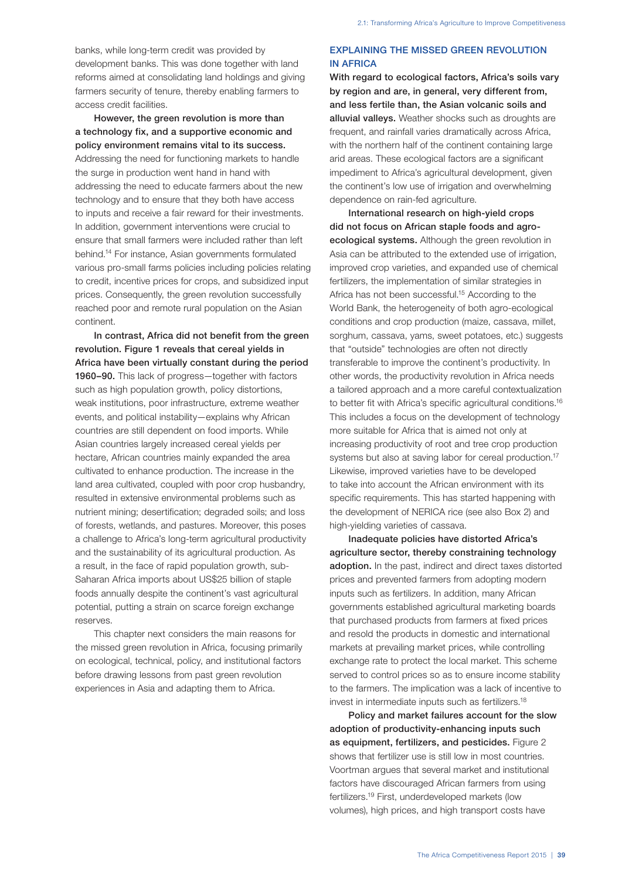banks, while long-term credit was provided by development banks. This was done together with land reforms aimed at consolidating land holdings and giving farmers security of tenure, thereby enabling farmers to access credit facilities.

**However, the green revolution is more than a technology fix, and a supportive economic and policy environment remains vital to its success.** Addressing the need for functioning markets to handle the surge in production went hand in hand with addressing the need to educate farmers about the new technology and to ensure that they both have access to inputs and receive a fair reward for their investments. In addition, government interventions were crucial to ensure that small farmers were included rather than left behind.[14] For instance, Asian governments formulated various pro-small farms policies including policies relating to credit, incentive prices for crops, and subsidized input prices. Consequently, the green revolution successfully reached poor and remote rural population on the Asian continent.

**In contrast, Africa did not benefit from the green revolution. Figure 1 reveals that cereal yields in Africa have been virtually constant during the period 1960–90.** This lack of progress—together with factors such as high population growth, policy distortions, weak institutions, poor infrastructure, extreme weather events, and political instability—explains why African countries are still dependent on food imports. While Asian countries largely increased cereal yields per hectare, African countries mainly expanded the area cultivated to enhance production. The increase in the land area cultivated, coupled with poor crop husbandry, resulted in extensive environmental problems such as nutrient mining; desertification; degraded soils; and loss of forests, wetlands, and pastures. Moreover, this poses a challenge to Africa's long-term agricultural productivity and the sustainability of its agricultural production. As a result, in the face of rapid population growth, sub-Saharan Africa imports about US$25 billion of staple foods annually despite the continent's vast agricultural potential, putting a strain on scarce foreign exchange reserves.

This chapter next considers the main reasons for the missed green revolution in Africa, focusing primarily on ecological, technical, policy, and institutional factors before drawing lessons from past green revolution experiences in Asia and adapting them to Africa.

## EXPLAINING THE MISSED GREEN REVOLUTION IN AFRICA

**With regard to ecological factors, Africa's soils vary by region and are, in general, very different from, and less fertile than, the Asian volcanic soils and alluvial valleys.** Weather shocks such as droughts are frequent, and rainfall varies dramatically across Africa, with the northern half of the continent containing large arid areas. These ecological factors are a significant impediment to Africa's agricultural development, given the continent's low use of irrigation and overwhelming dependence on rain-fed agriculture.

**International research on high-yield crops did not focus on African staple foods and agro-ecological systems.** Although the green revolution in Asia can be attributed to the extended use of irrigation, improved crop varieties, and expanded use of chemical fertilizers, the implementation of similar strategies in Africa has not been successful.[15] According to the World Bank, the heterogeneity of both agro-ecological conditions and crop production (maize, cassava, millet, sorghum, cassava, yams, sweet potatoes, etc.) suggests that "outside" technologies are often not directly transferable to improve the continent's productivity. In other words, the productivity revolution in Africa needs a tailored approach and a more careful contextualization to better fit with Africa's specific agricultural conditions.[16] This includes a focus on the development of technology more suitable for Africa that is aimed not only at increasing productivity of root and tree crop production systems but also at saving labor for cereal production.[17] Likewise, improved varieties have to be developed to take into account the African environment with its specific requirements. This has started happening with the development of NERICA rice (see also Box 2) and high-yielding varieties of cassava.

**Inadequate policies have distorted Africa's agriculture sector, thereby constraining technology adoption.** In the past, indirect and direct taxes distorted prices and prevented farmers from adopting modern inputs such as fertilizers. In addition, many African governments established agricultural marketing boards that purchased products from farmers at fixed prices and resold the products in domestic and international markets at prevailing market prices, while controlling exchange rate to protect the local market. This scheme served to control prices so as to ensure income stability to the farmers. The implication was a lack of incentive to invest in intermediate inputs such as fertilizers.[18]

**Policy and market failures account for the slow adoption of productivity-enhancing inputs such as equipment, fertilizers, and pesticides.** Figure 2 shows that fertilizer use is still low in most countries. Voortman argues that several market and institutional factors have discouraged African farmers from using fertilizers.[19] First, underdeveloped markets (low volumes), high prices, and high transport costs have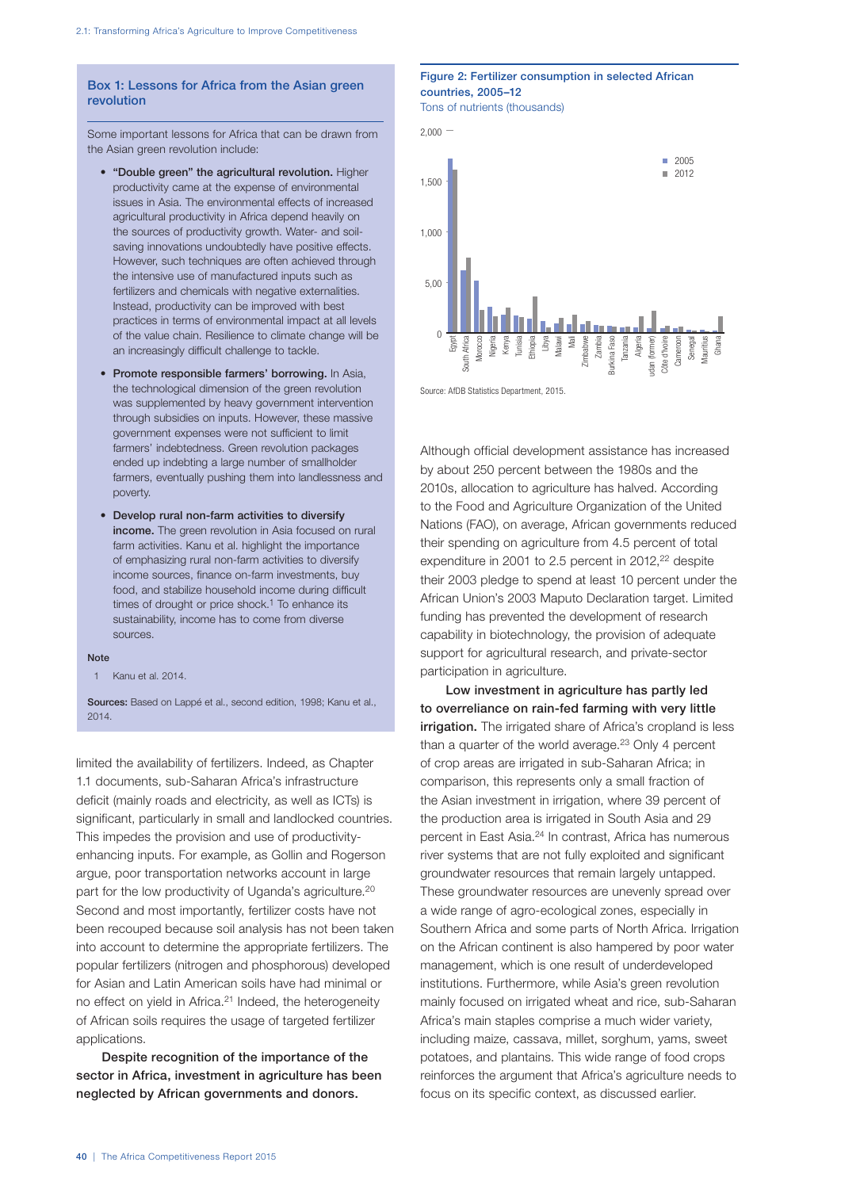## Box 1: Lessons for Africa from the Asian green revolution

Some important lessons for Africa that can be drawn from the Asian green revolution include:

- **"Double green" the agricultural revolution.** Higher productivity came at the expense of environmental issues in Asia. The environmental effects of increased agricultural productivity in Africa depend heavily on the sources of productivity growth. Water- and soil-saving innovations undoubtedly have positive effects. However, such techniques are often achieved through the intensive use of manufactured inputs such as fertilizers and chemicals with negative externalities. Instead, productivity can be improved with best practices in terms of environmental impact at all levels of the value chain. Resilience to climate change will be an increasingly difficult challenge to tackle.
- **Promote responsible farmers' borrowing.** In Asia, the technological dimension of the green revolution was supplemented by heavy government intervention through subsidies on inputs. However, these massive government expenses were not sufficient to limit farmers' indebtedness. Green revolution packages ended up indebting a large number of smallholder farmers, eventually pushing them into landlessness and poverty.
- **Develop rural non-farm activities to diversify income.** The green revolution in Asia focused on rural farm activities. Kanu et al. highlight the importance of emphasizing rural non-farm activities to diversify income sources, finance on-farm investments, buy food, and stabilize household income during difficult times of drought or price shock.[1] To enhance its sustainability, income has to come from diverse sources.

**Note**

1 Kanu et al. 2014.

**Sources:** Based on Lappé et al., second edition, 1998; Kanu et al., 2014.

limited the availability of fertilizers. Indeed, as Chapter 1.1 documents, sub-Saharan Africa's infrastructure deficit (mainly roads and electricity, as well as ICTs) is significant, particularly in small and landlocked countries. This impedes the provision and use of productivity-enhancing inputs. For example, as Gollin and Rogerson argue, poor transportation networks account in large part for the low productivity of Uganda's agriculture.[20] Second and most importantly, fertilizer costs have not been recouped because soil analysis has not been taken into account to determine the appropriate fertilizers. The popular fertilizers (nitrogen and phosphorous) developed for Asian and Latin American soils have had minimal or no effect on yield in Africa.[21] Indeed, the heterogeneity of African soils requires the usage of targeted fertilizer applications.

**Despite recognition of the importance of the sector in Africa, investment in agriculture has been neglected by African governments and donors.**

**Figure 2: Fertilizer consumption in selected African countries, 2005–12**

Tons of nutrients (thousands)

Source: AfDB Statistics Department, 2015.

Although official development assistance has increased by about 250 percent between the 1980s and the 2010s, allocation to agriculture has halved. According to the Food and Agriculture Organization of the United Nations (FAO), on average, African governments reduced their spending on agriculture from 4.5 percent of total expenditure in 2001 to 2.5 percent in 2012,[22] despite their 2003 pledge to spend at least 10 percent under the African Union's 2003 Maputo Declaration target. Limited funding has prevented the development of research capability in biotechnology, the provision of adequate support for agricultural research, and private-sector participation in agriculture.

**Low investment in agriculture has partly led to overreliance on rain-fed farming with very little irrigation.** The irrigated share of Africa's cropland is less than a quarter of the world average.[23] Only 4 percent of crop areas are irrigated in sub-Saharan Africa; in comparison, this represents only a small fraction of the Asian investment in irrigation, where 39 percent of the production area is irrigated in South Asia and 29 percent in East Asia.[24] In contrast, Africa has numerous river systems that are not fully exploited and significant groundwater resources that remain largely untapped. These groundwater resources are unevenly spread over a wide range of agro-ecological zones, especially in Southern Africa and some parts of North Africa. Irrigation on the African continent is also hampered by poor water management, which is one result of underdeveloped institutions. Furthermore, while Asia's green revolution mainly focused on irrigated wheat and rice, sub-Saharan Africa's main staples comprise a much wider variety, including maize, cassava, millet, sorghum, yams, sweet potatoes, and plantains. This wide range of food crops reinforces the argument that Africa's agriculture needs to focus on its specific context, as discussed earlier.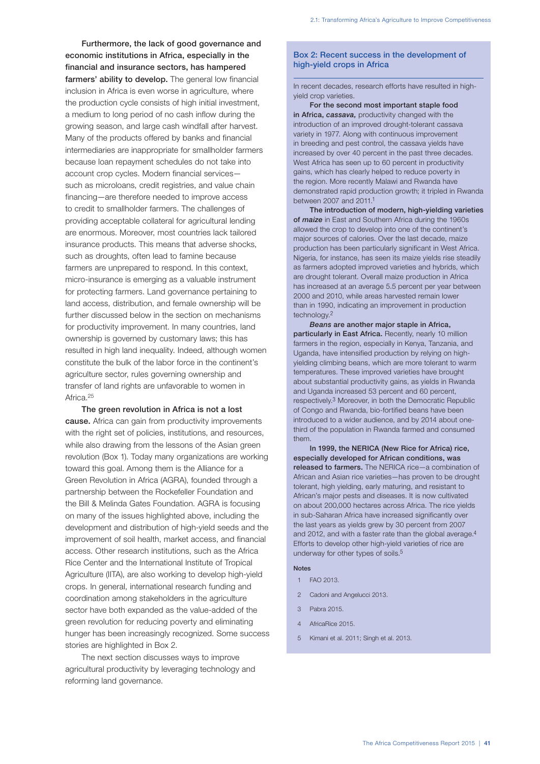**Furthermore, the lack of good governance and economic institutions in Africa, especially in the financial and insurance sectors, has hampered farmers' ability to develop.** The general low financial inclusion in Africa is even worse in agriculture, where the production cycle consists of high initial investment, a medium to long period of no cash inflow during the growing season, and large cash windfall after harvest. Many of the products offered by banks and financial intermediaries are inappropriate for smallholder farmers because loan repayment schedules do not take into account crop cycles. Modern financial services—such as microloans, credit registries, and value chain financing—are therefore needed to improve access to credit to smallholder farmers. The challenges of providing acceptable collateral for agricultural lending are enormous. Moreover, most countries lack tailored insurance products. This means that adverse shocks, such as droughts, often lead to famine because farmers are unprepared to respond. In this context, micro-insurance is emerging as a valuable instrument for protecting farmers. Land governance pertaining to land access, distribution, and female ownership will be further discussed below in the section on mechanisms for productivity improvement. In many countries, land ownership is governed by customary laws; this has resulted in high land inequality. Indeed, although women constitute the bulk of the labor force in the continent's agriculture sector, rules governing ownership and transfer of land rights are unfavorable to women in Africa.[25]

**The green revolution in Africa is not a lost cause.** Africa can gain from productivity improvements with the right set of policies, institutions, and resources, while also drawing from the lessons of the Asian green revolution (Box 1). Today many organizations are working toward this goal. Among them is the Alliance for a Green Revolution in Africa (AGRA), founded through a partnership between the Rockefeller Foundation and the Bill & Melinda Gates Foundation. AGRA is focusing on many of the issues highlighted above, including the development and distribution of high-yield seeds and the improvement of soil health, market access, and financial access. Other research institutions, such as the Africa Rice Center and the International Institute of Tropical Agriculture (IITA), are also working to develop high-yield crops. In general, international research funding and coordination among stakeholders in the agriculture sector have both expanded as the value-added of the green revolution for reducing poverty and eliminating hunger has been increasingly recognized. Some success stories are highlighted in Box 2.

The next section discusses ways to improve agricultural productivity by leveraging technology and reforming land governance.

### Box 2: Recent success in the development of high-yield crops in Africa

In recent decades, research efforts have resulted in high-yield crop varieties.

**For the second most important staple food in Africa, *cassava,*** productivity changed with the introduction of an improved drought-tolerant cassava variety in 1977. Along with continuous improvement in breeding and pest control, the cassava yields have increased by over 40 percent in the past three decades. West Africa has seen up to 60 percent in productivity gains, which has clearly helped to reduce poverty in the region. More recently Malawi and Rwanda have demonstrated rapid production growth; it tripled in Rwanda between 2007 and 2011.[1]

**The introduction of modern, high-yielding varieties of *maize*** in East and Southern Africa during the 1960s allowed the crop to develop into one of the continent's major sources of calories. Over the last decade, maize production has been particularly significant in West Africa. Nigeria, for instance, has seen its maize yields rise steadily as farmers adopted improved varieties and hybrids, which are drought tolerant. Overall maize production in Africa has increased at an average 5.5 percent per year between 2000 and 2010, while areas harvested remain lower than in 1990, indicating an improvement in production technology.[2]

***Beans* are another major staple in Africa, particularly in East Africa.** Recently, nearly 10 million farmers in the region, especially in Kenya, Tanzania, and Uganda, have intensified production by relying on high-yielding climbing beans, which are more tolerant to warm temperatures. These improved varieties have brought about substantial productivity gains, as yields in Rwanda and Uganda increased 53 percent and 60 percent, respectively.[3] Moreover, in both the Democratic Republic of Congo and Rwanda, bio-fortified beans have been introduced to a wider audience, and by 2014 about one-third of the population in Rwanda farmed and consumed them.

**In 1999, the NERICA (New Rice for Africa) rice, especially developed for African conditions, was released to farmers.** The NERICA rice—a combination of African and Asian rice varieties—has proven to be drought tolerant, high yielding, early maturing, and resistant to African's major pests and diseases. It is now cultivated on about 200,000 hectares across Africa. The rice yields in sub-Saharan Africa have increased significantly over the last years as yields grew by 30 percent from 2007 and 2012, and with a faster rate than the global average.[4] Efforts to develop other high-yield varieties of rice are underway for other types of soils.[5]

**Notes**

1. FAO 2013.
2. Cadoni and Angelucci 2013.
3. Pabra 2015.
4. AfricaRice 2015.
5. Kimani et al. 2011; Singh et al. 2013.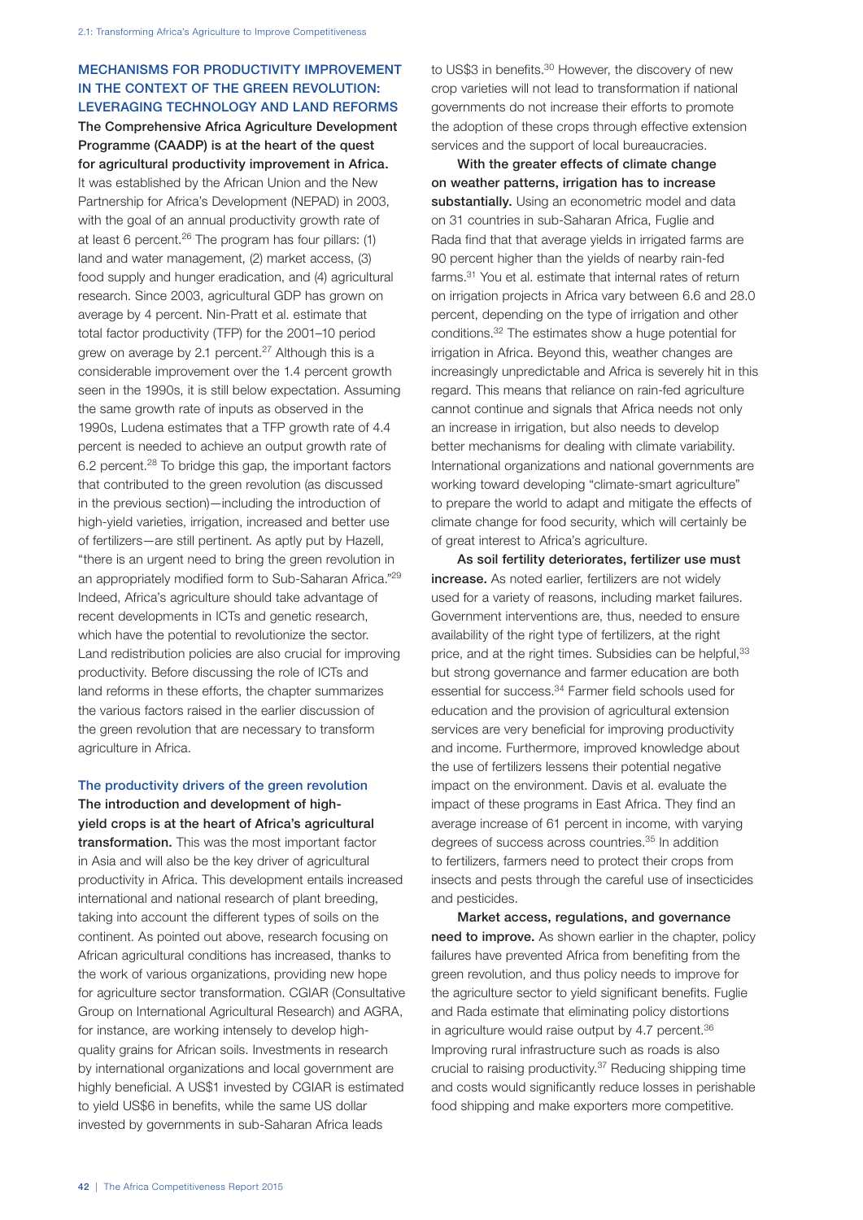## MECHANISMS FOR PRODUCTIVITY IMPROVEMENT IN THE CONTEXT OF THE GREEN REVOLUTION: LEVERAGING TECHNOLOGY AND LAND REFORMS

**The Comprehensive Africa Agriculture Development Programme (CAADP) is at the heart of the quest for agricultural productivity improvement in Africa.** It was established by the African Union and the New Partnership for Africa's Development (NEPAD) in 2003, with the goal of an annual productivity growth rate of at least 6 percent.[26] The program has four pillars: (1) land and water management, (2) market access, (3) food supply and hunger eradication, and (4) agricultural research. Since 2003, agricultural GDP has grown on average by 4 percent. Nin-Pratt et al. estimate that total factor productivity (TFP) for the 2001–10 period grew on average by 2.1 percent.[27] Although this is a considerable improvement over the 1.4 percent growth seen in the 1990s, it is still below expectation. Assuming the same growth rate of inputs as observed in the 1990s, Ludena estimates that a TFP growth rate of 4.4 percent is needed to achieve an output growth rate of 6.2 percent.[28] To bridge this gap, the important factors that contributed to the green revolution (as discussed in the previous section)—including the introduction of high-yield varieties, irrigation, increased and better use of fertilizers—are still pertinent. As aptly put by Hazell, "there is an urgent need to bring the green revolution in an appropriately modified form to Sub-Saharan Africa."[29] Indeed, Africa's agriculture should take advantage of recent developments in ICTs and genetic research, which have the potential to revolutionize the sector. Land redistribution policies are also crucial for improving productivity. Before discussing the role of ICTs and land reforms in these efforts, the chapter summarizes the various factors raised in the earlier discussion of the green revolution that are necessary to transform agriculture in Africa.

### The productivity drivers of the green revolution

**The introduction and development of high-yield crops is at the heart of Africa's agricultural transformation.** This was the most important factor in Asia and will also be the key driver of agricultural productivity in Africa. This development entails increased international and national research of plant breeding, taking into account the different types of soils on the continent. As pointed out above, research focusing on African agricultural conditions has increased, thanks to the work of various organizations, providing new hope for agriculture sector transformation. CGIAR (Consultative Group on International Agricultural Research) and AGRA, for instance, are working intensely to develop high-quality grains for African soils. Investments in research by international organizations and local government are highly beneficial. A US$1 invested by CGIAR is estimated to yield US$6 in benefits, while the same US dollar invested by governments in sub-Saharan Africa leads to US$3 in benefits.[30] However, the discovery of new crop varieties will not lead to transformation if national governments do not increase their efforts to promote the adoption of these crops through effective extension services and the support of local bureaucracies.

**With the greater effects of climate change on weather patterns, irrigation has to increase substantially.** Using an econometric model and data on 31 countries in sub-Saharan Africa, Fuglie and Rada find that that average yields in irrigated farms are 90 percent higher than the yields of nearby rain-fed farms.[31] You et al. estimate that internal rates of return on irrigation projects in Africa vary between 6.6 and 28.0 percent, depending on the type of irrigation and other conditions.[32] The estimates show a huge potential for irrigation in Africa. Beyond this, weather changes are increasingly unpredictable and Africa is severely hit in this regard. This means that reliance on rain-fed agriculture cannot continue and signals that Africa needs not only an increase in irrigation, but also needs to develop better mechanisms for dealing with climate variability. International organizations and national governments are working toward developing "climate-smart agriculture" to prepare the world to adapt and mitigate the effects of climate change for food security, which will certainly be of great interest to Africa's agriculture.

**As soil fertility deteriorates, fertilizer use must increase.** As noted earlier, fertilizers are not widely used for a variety of reasons, including market failures. Government interventions are, thus, needed to ensure availability of the right type of fertilizers, at the right price, and at the right times. Subsidies can be helpful,[33] but strong governance and farmer education are both essential for success.[34] Farmer field schools used for education and the provision of agricultural extension services are very beneficial for improving productivity and income. Furthermore, improved knowledge about the use of fertilizers lessens their potential negative impact on the environment. Davis et al. evaluate the impact of these programs in East Africa. They find an average increase of 61 percent in income, with varying degrees of success across countries.[35] In addition to fertilizers, farmers need to protect their crops from insects and pests through the careful use of insecticides and pesticides.

**Market access, regulations, and governance need to improve.** As shown earlier in the chapter, policy failures have prevented Africa from benefiting from the green revolution, and thus policy needs to improve for the agriculture sector to yield significant benefits. Fuglie and Rada estimate that eliminating policy distortions in agriculture would raise output by 4.7 percent.[36] Improving rural infrastructure such as roads is also crucial to raising productivity.[37] Reducing shipping time and costs would significantly reduce losses in perishable food shipping and make exporters more competitive.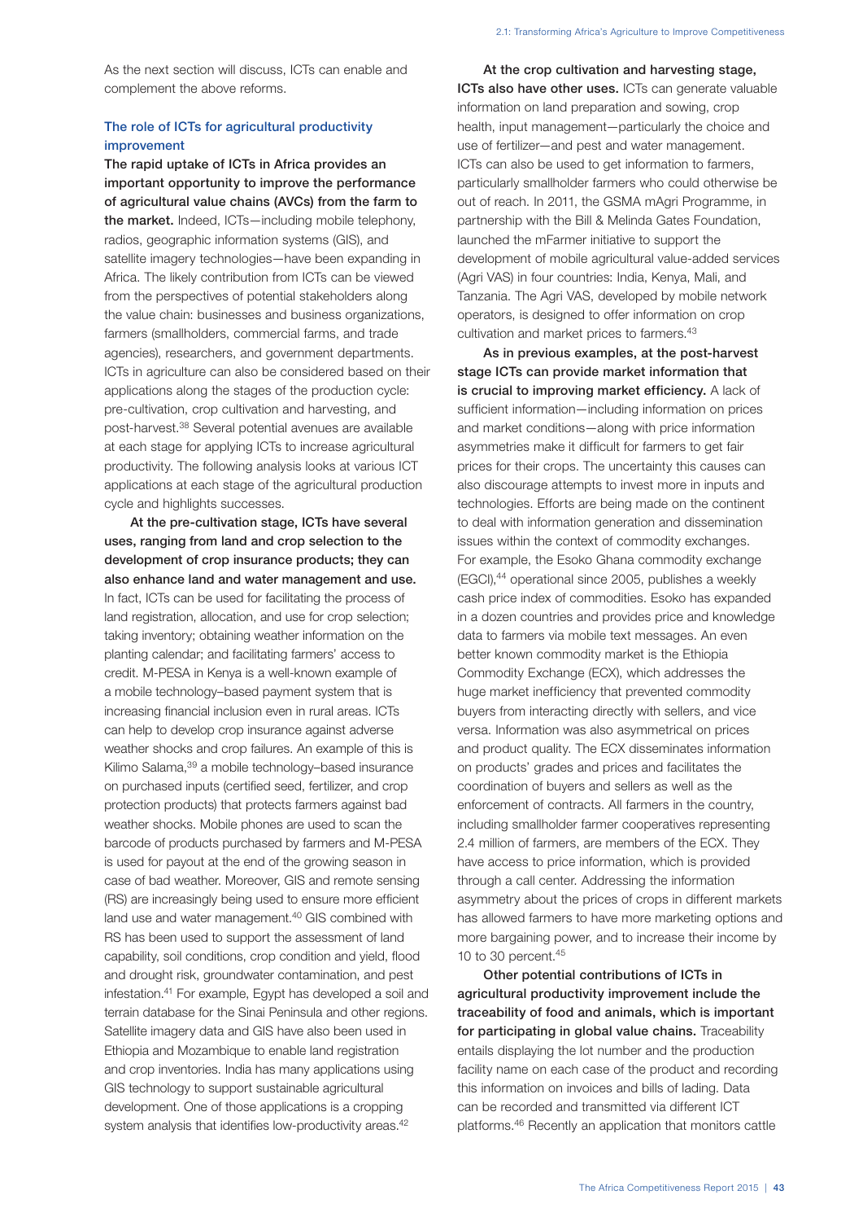As the next section will discuss, ICTs can enable and complement the above reforms.

### The role of ICTs for agricultural productivity improvement

**The rapid uptake of ICTs in Africa provides an important opportunity to improve the performance of agricultural value chains (AVCs) from the farm to the market.** Indeed, ICTs—including mobile telephony, radios, geographic information systems (GIS), and satellite imagery technologies—have been expanding in Africa. The likely contribution from ICTs can be viewed from the perspectives of potential stakeholders along the value chain: businesses and business organizations, farmers (smallholders, commercial farms, and trade agencies), researchers, and government departments. ICTs in agriculture can also be considered based on their applications along the stages of the production cycle: pre-cultivation, crop cultivation and harvesting, and post-harvest.[38] Several potential avenues are available at each stage for applying ICTs to increase agricultural productivity. The following analysis looks at various ICT applications at each stage of the agricultural production cycle and highlights successes.

**At the pre-cultivation stage, ICTs have several uses, ranging from land and crop selection to the development of crop insurance products; they can also enhance land and water management and use.** In fact, ICTs can be used for facilitating the process of land registration, allocation, and use for crop selection; taking inventory; obtaining weather information on the planting calendar; and facilitating farmers' access to credit. M-PESA in Kenya is a well-known example of a mobile technology–based payment system that is increasing financial inclusion even in rural areas. ICTs can help to develop crop insurance against adverse weather shocks and crop failures. An example of this is Kilimo Salama,[39] a mobile technology–based insurance on purchased inputs (certified seed, fertilizer, and crop protection products) that protects farmers against bad weather shocks. Mobile phones are used to scan the barcode of products purchased by farmers and M-PESA is used for payout at the end of the growing season in case of bad weather. Moreover, GIS and remote sensing (RS) are increasingly being used to ensure more efficient land use and water management.[40] GIS combined with RS has been used to support the assessment of land capability, soil conditions, crop condition and yield, flood and drought risk, groundwater contamination, and pest infestation.[41] For example, Egypt has developed a soil and terrain database for the Sinai Peninsula and other regions. Satellite imagery data and GIS have also been used in Ethiopia and Mozambique to enable land registration and crop inventories. India has many applications using GIS technology to support sustainable agricultural development. One of those applications is a cropping system analysis that identifies low-productivity areas.[42]

**At the crop cultivation and harvesting stage, ICTs also have other uses.** ICTs can generate valuable information on land preparation and sowing, crop health, input management—particularly the choice and use of fertilizer—and pest and water management. ICTs can also be used to get information to farmers, particularly smallholder farmers who could otherwise be out of reach. In 2011, the GSMA mAgri Programme, in partnership with the Bill & Melinda Gates Foundation, launched the mFarmer initiative to support the development of mobile agricultural value-added services (Agri VAS) in four countries: India, Kenya, Mali, and Tanzania. The Agri VAS, developed by mobile network operators, is designed to offer information on crop cultivation and market prices to farmers.[43]

**As in previous examples, at the post-harvest stage ICTs can provide market information that is crucial to improving market efficiency.** A lack of sufficient information—including information on prices and market conditions—along with price information asymmetries make it difficult for farmers to get fair prices for their crops. The uncertainty this causes can also discourage attempts to invest more in inputs and technologies. Efforts are being made on the continent to deal with information generation and dissemination issues within the context of commodity exchanges. For example, the Esoko Ghana commodity exchange (EGCI),[44] operational since 2005, publishes a weekly cash price index of commodities. Esoko has expanded in a dozen countries and provides price and knowledge data to farmers via mobile text messages. An even better known commodity market is the Ethiopia Commodity Exchange (ECX), which addresses the huge market inefficiency that prevented commodity buyers from interacting directly with sellers, and vice versa. Information was also asymmetrical on prices and product quality. The ECX disseminates information on products' grades and prices and facilitates the coordination of buyers and sellers as well as the enforcement of contracts. All farmers in the country, including smallholder farmer cooperatives representing 2.4 million of farmers, are members of the ECX. They have access to price information, which is provided through a call center. Addressing the information asymmetry about the prices of crops in different markets has allowed farmers to have more marketing options and more bargaining power, and to increase their income by 10 to 30 percent.[45]

**Other potential contributions of ICTs in agricultural productivity improvement include the traceability of food and animals, which is important for participating in global value chains.** Traceability entails displaying the lot number and the production facility name on each case of the product and recording this information on invoices and bills of lading. Data can be recorded and transmitted via different ICT platforms.[46] Recently an application that monitors cattle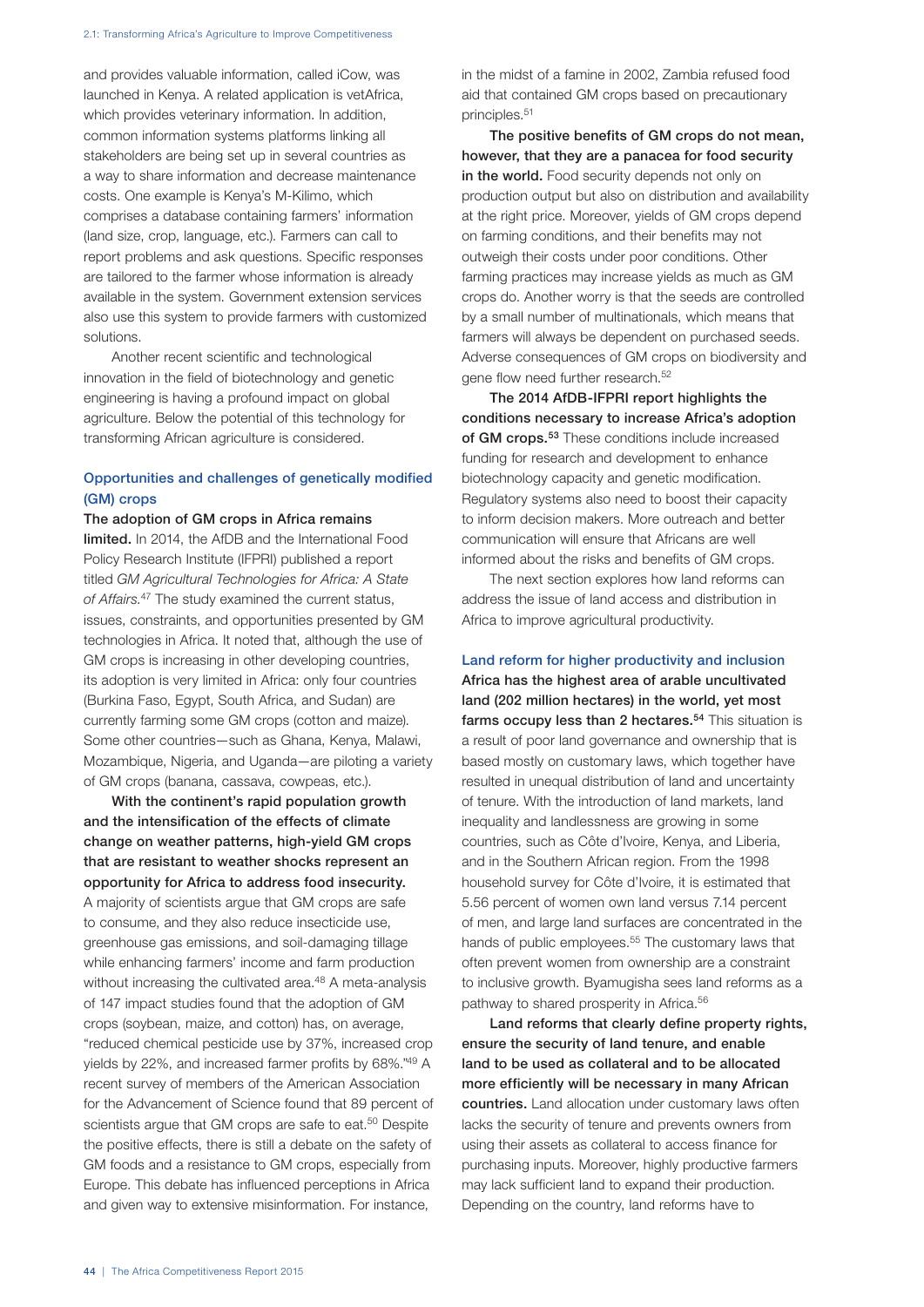and provides valuable information, called iCow, was launched in Kenya. A related application is vetAfrica, which provides veterinary information. In addition, common information systems platforms linking all stakeholders are being set up in several countries as a way to share information and decrease maintenance costs. One example is Kenya's M-Kilimo, which comprises a database containing farmers' information (land size, crop, language, etc.). Farmers can call to report problems and ask questions. Specific responses are tailored to the farmer whose information is already available in the system. Government extension services also use this system to provide farmers with customized solutions.

Another recent scientific and technological innovation in the field of biotechnology and genetic engineering is having a profound impact on global agriculture. Below the potential of this technology for transforming African agriculture is considered.

### Opportunities and challenges of genetically modified (GM) crops

**The adoption of GM crops in Africa remains limited.** In 2014, the AfDB and the International Food Policy Research Institute (IFPRI) published a report titled *GM Agricultural Technologies for Africa: A State of Affairs*.[47] The study examined the current status, issues, constraints, and opportunities presented by GM technologies in Africa. It noted that, although the use of GM crops is increasing in other developing countries, its adoption is very limited in Africa: only four countries (Burkina Faso, Egypt, South Africa, and Sudan) are currently farming some GM crops (cotton and maize). Some other countries—such as Ghana, Kenya, Malawi, Mozambique, Nigeria, and Uganda—are piloting a variety of GM crops (banana, cassava, cowpeas, etc.).

**With the continent's rapid population growth and the intensification of the effects of climate change on weather patterns, high-yield GM crops that are resistant to weather shocks represent an opportunity for Africa to address food insecurity.** A majority of scientists argue that GM crops are safe to consume, and they also reduce insecticide use, greenhouse gas emissions, and soil-damaging tillage while enhancing farmers' income and farm production without increasing the cultivated area.[48] A meta-analysis of 147 impact studies found that the adoption of GM crops (soybean, maize, and cotton) has, on average, "reduced chemical pesticide use by 37%, increased crop yields by 22%, and increased farmer profits by 68%."[49] A recent survey of members of the American Association for the Advancement of Science found that 89 percent of scientists argue that GM crops are safe to eat.[50] Despite the positive effects, there is still a debate on the safety of GM foods and a resistance to GM crops, especially from Europe. This debate has influenced perceptions in Africa and given way to extensive misinformation. For instance, in the midst of a famine in 2002, Zambia refused food aid that contained GM crops based on precautionary principles.[51]

**The positive benefits of GM crops do not mean, however, that they are a panacea for food security in the world.** Food security depends not only on production output but also on distribution and availability at the right price. Moreover, yields of GM crops depend on farming conditions, and their benefits may not outweigh their costs under poor conditions. Other farming practices may increase yields as much as GM crops do. Another worry is that the seeds are controlled by a small number of multinationals, which means that farmers will always be dependent on purchased seeds. Adverse consequences of GM crops on biodiversity and gene flow need further research.[52]

**The 2014 AfDB-IFPRI report highlights the conditions necessary to increase Africa's adoption of GM crops.[53]** These conditions include increased funding for research and development to enhance biotechnology capacity and genetic modification. Regulatory systems also need to boost their capacity to inform decision makers. More outreach and better communication will ensure that Africans are well informed about the risks and benefits of GM crops.

The next section explores how land reforms can address the issue of land access and distribution in Africa to improve agricultural productivity.

### Land reform for higher productivity and inclusion

**Africa has the highest area of arable uncultivated land (202 million hectares) in the world, yet most farms occupy less than 2 hectares.[54]** This situation is a result of poor land governance and ownership that is based mostly on customary laws, which together have resulted in unequal distribution of land and uncertainty of tenure. With the introduction of land markets, land inequality and landlessness are growing in some countries, such as Côte d'Ivoire, Kenya, and Liberia, and in the Southern African region. From the 1998 household survey for Côte d'Ivoire, it is estimated that 5.56 percent of women own land versus 7.14 percent of men, and large land surfaces are concentrated in the hands of public employees.[55] The customary laws that often prevent women from ownership are a constraint to inclusive growth. Byamugisha sees land reforms as a pathway to shared prosperity in Africa.[56]

**Land reforms that clearly define property rights, ensure the security of land tenure, and enable land to be used as collateral and to be allocated more efficiently will be necessary in many African countries.** Land allocation under customary laws often lacks the security of tenure and prevents owners from using their assets as collateral to access finance for purchasing inputs. Moreover, highly productive farmers may lack sufficient land to expand their production. Depending on the country, land reforms have to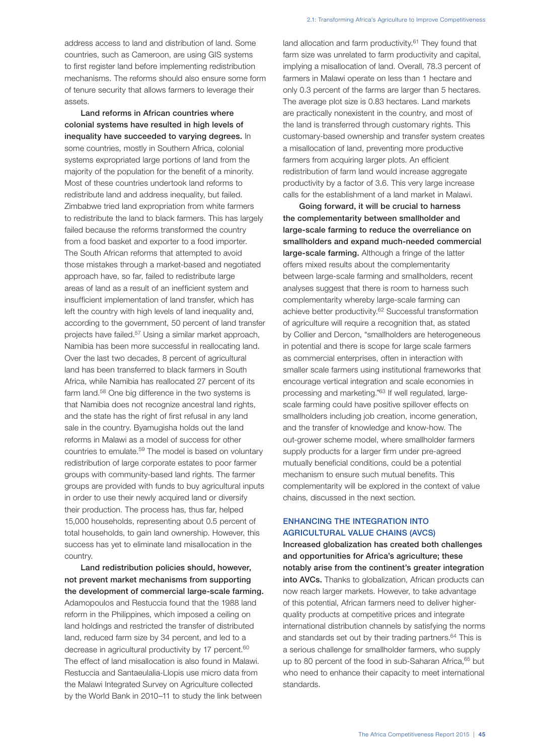address access to land and distribution of land. Some countries, such as Cameroon, are using GIS systems to first register land before implementing redistribution mechanisms. The reforms should also ensure some form of tenure security that allows farmers to leverage their assets.

**Land reforms in African countries where colonial systems have resulted in high levels of inequality have succeeded to varying degrees.** In some countries, mostly in Southern Africa, colonial systems expropriated large portions of land from the majority of the population for the benefit of a minority. Most of these countries undertook land reforms to redistribute land and address inequality, but failed. Zimbabwe tried land expropriation from white farmers to redistribute the land to black farmers. This has largely failed because the reforms transformed the country from a food basket and exporter to a food importer. The South African reforms that attempted to avoid those mistakes through a market-based and negotiated approach have, so far, failed to redistribute large areas of land as a result of an inefficient system and insufficient implementation of land transfer, which has left the country with high levels of land inequality and, according to the government, 50 percent of land transfer projects have failed.[57] Using a similar market approach, Namibia has been more successful in reallocating land. Over the last two decades, 8 percent of agricultural land has been transferred to black farmers in South Africa, while Namibia has reallocated 27 percent of its farm land.[58] One big difference in the two systems is that Namibia does not recognize ancestral land rights, and the state has the right of first refusal in any land sale in the country. Byamugisha holds out the land reforms in Malawi as a model of success for other countries to emulate.[59] The model is based on voluntary redistribution of large corporate estates to poor farmer groups with community-based land rights. The farmer groups are provided with funds to buy agricultural inputs in order to use their newly acquired land or diversify their production. The process has, thus far, helped 15,000 households, representing about 0.5 percent of total households, to gain land ownership. However, this success has yet to eliminate land misallocation in the country.

**Land redistribution policies should, however, not prevent market mechanisms from supporting the development of commercial large-scale farming.** Adamopoulos and Restuccia found that the 1988 land reform in the Philippines, which imposed a ceiling on land holdings and restricted the transfer of distributed land, reduced farm size by 34 percent, and led to a decrease in agricultural productivity by 17 percent.[60] The effect of land misallocation is also found in Malawi. Restuccia and Santaeulalia-Llopis use micro data from the Malawi Integrated Survey on Agriculture collected by the World Bank in 2010–11 to study the link between land allocation and farm productivity.[61] They found that farm size was unrelated to farm productivity and capital, implying a misallocation of land. Overall, 78.3 percent of farmers in Malawi operate on less than 1 hectare and only 0.3 percent of the farms are larger than 5 hectares. The average plot size is 0.83 hectares. Land markets are practically nonexistent in the country, and most of the land is transferred through customary rights. This customary-based ownership and transfer system creates a misallocation of land, preventing more productive farmers from acquiring larger plots. An efficient redistribution of farm land would increase aggregate productivity by a factor of 3.6. This very large increase calls for the establishment of a land market in Malawi.

**Going forward, it will be crucial to harness the complementarity between smallholder and large-scale farming to reduce the overreliance on smallholders and expand much-needed commercial large-scale farming.** Although a fringe of the latter offers mixed results about the complementarity between large-scale farming and smallholders, recent analyses suggest that there is room to harness such complementarity whereby large-scale farming can achieve better productivity.[62] Successful transformation of agriculture will require a recognition that, as stated by Collier and Dercon, "smallholders are heterogeneous in potential and there is scope for large scale farmers as commercial enterprises, often in interaction with smaller scale farmers using institutional frameworks that encourage vertical integration and scale economies in processing and marketing."[63] If well regulated, large-scale farming could have positive spillover effects on smallholders including job creation, income generation, and the transfer of knowledge and know-how. The out-grower scheme model, where smallholder farmers supply products for a larger firm under pre-agreed mutually beneficial conditions, could be a potential mechanism to ensure such mutual benefits. This complementarity will be explored in the context of value chains, discussed in the next section.

## ENHANCING THE INTEGRATION INTO AGRICULTURAL VALUE CHAINS (AVCS)

**Increased globalization has created both challenges and opportunities for Africa's agriculture; these notably arise from the continent's greater integration into AVCs.** Thanks to globalization, African products can now reach larger markets. However, to take advantage of this potential, African farmers need to deliver higher-quality products at competitive prices and integrate international distribution channels by satisfying the norms and standards set out by their trading partners.[64] This is a serious challenge for smallholder farmers, who supply up to 80 percent of the food in sub-Saharan Africa,[65] but who need to enhance their capacity to meet international standards.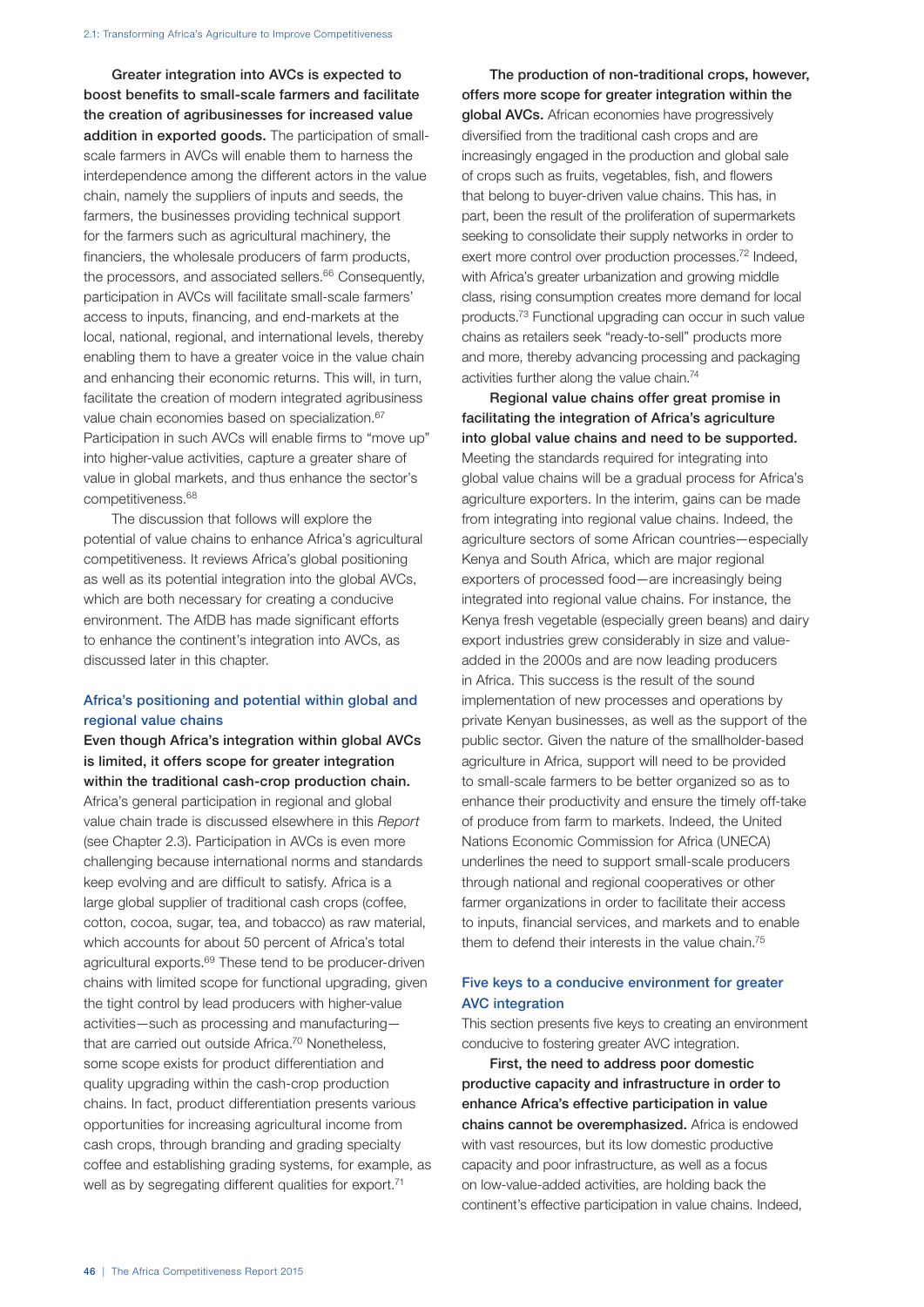**Greater integration into AVCs is expected to boost benefits to small-scale farmers and facilitate the creation of agribusinesses for increased value addition in exported goods.** The participation of small-scale farmers in AVCs will enable them to harness the interdependence among the different actors in the value chain, namely the suppliers of inputs and seeds, the farmers, the businesses providing technical support for the farmers such as agricultural machinery, the financiers, the wholesale producers of farm products, the processors, and associated sellers.[66] Consequently, participation in AVCs will facilitate small-scale farmers' access to inputs, financing, and end-markets at the local, national, regional, and international levels, thereby enabling them to have a greater voice in the value chain and enhancing their economic returns. This will, in turn, facilitate the creation of modern integrated agribusiness value chain economies based on specialization.[67] Participation in such AVCs will enable firms to "move up" into higher-value activities, capture a greater share of value in global markets, and thus enhance the sector's competitiveness.[68]

The discussion that follows will explore the potential of value chains to enhance Africa's agricultural competitiveness. It reviews Africa's global positioning as well as its potential integration into the global AVCs, which are both necessary for creating a conducive environment. The AfDB has made significant efforts to enhance the continent's integration into AVCs, as discussed later in this chapter.

### Africa's positioning and potential within global and regional value chains

**Even though Africa's integration within global AVCs is limited, it offers scope for greater integration within the traditional cash-crop production chain.** Africa's general participation in regional and global value chain trade is discussed elsewhere in this *Report* (see Chapter 2.3). Participation in AVCs is even more challenging because international norms and standards keep evolving and are difficult to satisfy. Africa is a large global supplier of traditional cash crops (coffee, cotton, cocoa, sugar, tea, and tobacco) as raw material, which accounts for about 50 percent of Africa's total agricultural exports.[69] These tend to be producer-driven chains with limited scope for functional upgrading, given the tight control by lead producers with higher-value activities—such as processing and manufacturing—that are carried out outside Africa.[70] Nonetheless, some scope exists for product differentiation and quality upgrading within the cash-crop production chains. In fact, product differentiation presents various opportunities for increasing agricultural income from cash crops, through branding and grading specialty coffee and establishing grading systems, for example, as well as by segregating different qualities for export.[71]

**The production of non-traditional crops, however, offers more scope for greater integration within the global AVCs.** African economies have progressively diversified from the traditional cash crops and are increasingly engaged in the production and global sale of crops such as fruits, vegetables, fish, and flowers that belong to buyer-driven value chains. This has, in part, been the result of the proliferation of supermarkets seeking to consolidate their supply networks in order to exert more control over production processes.[72] Indeed, with Africa's greater urbanization and growing middle class, rising consumption creates more demand for local products.[73] Functional upgrading can occur in such value chains as retailers seek "ready-to-sell" products more and more, thereby advancing processing and packaging activities further along the value chain.[74]

**Regional value chains offer great promise in facilitating the integration of Africa's agriculture into global value chains and need to be supported.** Meeting the standards required for integrating into global value chains will be a gradual process for Africa's agriculture exporters. In the interim, gains can be made from integrating into regional value chains. Indeed, the agriculture sectors of some African countries—especially Kenya and South Africa, which are major regional exporters of processed food—are increasingly being integrated into regional value chains. For instance, the Kenya fresh vegetable (especially green beans) and dairy export industries grew considerably in size and value-added in the 2000s and are now leading producers in Africa. This success is the result of the sound implementation of new processes and operations by private Kenyan businesses, as well as the support of the public sector. Given the nature of the smallholder-based agriculture in Africa, support will need to be provided to small-scale farmers to be better organized so as to enhance their productivity and ensure the timely off-take of produce from farm to markets. Indeed, the United Nations Economic Commission for Africa (UNECA) underlines the need to support small-scale producers through national and regional cooperatives or other farmer organizations in order to facilitate their access to inputs, financial services, and markets and to enable them to defend their interests in the value chain.[75]

### Five keys to a conducive environment for greater AVC integration

This section presents five keys to creating an environment conducive to fostering greater AVC integration.

**First, the need to address poor domestic productive capacity and infrastructure in order to enhance Africa's effective participation in value chains cannot be overemphasized.** Africa is endowed with vast resources, but its low domestic productive capacity and poor infrastructure, as well as a focus on low-value-added activities, are holding back the continent's effective participation in value chains. Indeed,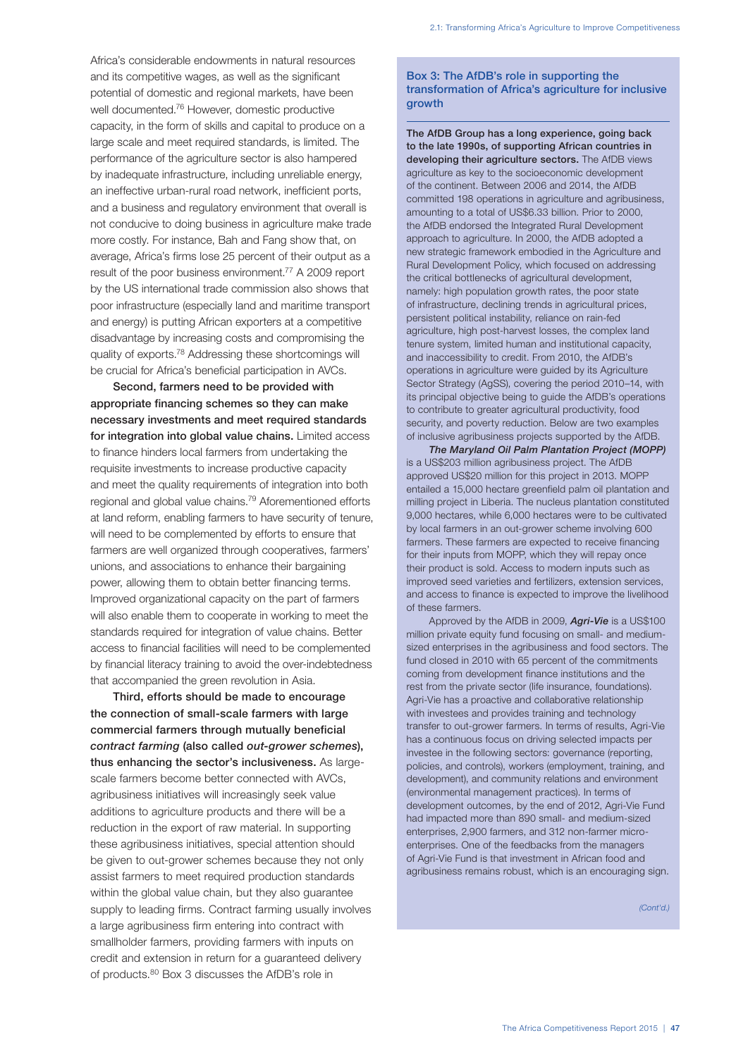Africa's considerable endowments in natural resources and its competitive wages, as well as the significant potential of domestic and regional markets, have been well documented.[76] However, domestic productive capacity, in the form of skills and capital to produce on a large scale and meet required standards, is limited. The performance of the agriculture sector is also hampered by inadequate infrastructure, including unreliable energy, an ineffective urban-rural road network, inefficient ports, and a business and regulatory environment that overall is not conducive to doing business in agriculture make trade more costly. For instance, Bah and Fang show that, on average, Africa's firms lose 25 percent of their output as a result of the poor business environment.[77] A 2009 report by the US international trade commission also shows that poor infrastructure (especially land and maritime transport and energy) is putting African exporters at a competitive disadvantage by increasing costs and compromising the quality of exports.[78] Addressing these shortcomings will be crucial for Africa's beneficial participation in AVCs.

**Second, farmers need to be provided with appropriate financing schemes so they can make necessary investments and meet required standards for integration into global value chains.** Limited access to finance hinders local farmers from undertaking the requisite investments to increase productive capacity and meet the quality requirements of integration into both regional and global value chains.[79] Aforementioned efforts at land reform, enabling farmers to have security of tenure, will need to be complemented by efforts to ensure that farmers are well organized through cooperatives, farmers' unions, and associations to enhance their bargaining power, allowing them to obtain better financing terms. Improved organizational capacity on the part of farmers will also enable them to cooperate in working to meet the standards required for integration of value chains. Better access to financial facilities will need to be complemented by financial literacy training to avoid the over-indebtedness that accompanied the green revolution in Asia.

**Third, efforts should be made to encourage the connection of small-scale farmers with large commercial farmers through mutually beneficial *contract farming* (also called *out-grower schemes*), thus enhancing the sector's inclusiveness.** As large-scale farmers become better connected with AVCs, agribusiness initiatives will increasingly seek value additions to agriculture products and there will be a reduction in the export of raw material. In supporting these agribusiness initiatives, special attention should be given to out-grower schemes because they not only assist farmers to meet required production standards within the global value chain, but they also guarantee supply to leading firms. Contract farming usually involves a large agribusiness firm entering into contract with smallholder farmers, providing farmers with inputs on credit and extension in return for a guaranteed delivery of products.[80] Box 3 discusses the AfDB's role in

### Box 3: The AfDB's role in supporting the transformation of Africa's agriculture for inclusive growth

**The AfDB Group has a long experience, going back to the late 1990s, of supporting African countries in developing their agriculture sectors.** The AfDB views agriculture as key to the socioeconomic development of the continent. Between 2006 and 2014, the AfDB committed 198 operations in agriculture and agribusiness, amounting to a total of US$6.33 billion. Prior to 2000, the AfDB endorsed the Integrated Rural Development approach to agriculture. In 2000, the AfDB adopted a new strategic framework embodied in the Agriculture and Rural Development Policy, which focused on addressing the critical bottlenecks of agricultural development, namely: high population growth rates, the poor state of infrastructure, declining trends in agricultural prices, persistent political instability, reliance on rain-fed agriculture, high post-harvest losses, the complex land tenure system, limited human and institutional capacity, and inaccessibility to credit. From 2010, the AfDB's operations in agriculture were guided by its Agriculture Sector Strategy (AgSS), covering the period 2010–14, with its principal objective being to guide the AfDB's operations to contribute to greater agricultural productivity, food security, and poverty reduction. Below are two examples of inclusive agribusiness projects supported by the AfDB.

***The Maryland Oil Palm Plantation Project (MOPP)*** is a US$203 million agribusiness project. The AfDB approved US$20 million for this project in 2013. MOPP entailed a 15,000 hectare greenfield palm oil plantation and milling project in Liberia. The nucleus plantation constituted 9,000 hectares, while 6,000 hectares were to be cultivated by local farmers in an out-grower scheme involving 600 farmers. These farmers are expected to receive financing for their inputs from MOPP, which they will repay once their product is sold. Access to modern inputs such as improved seed varieties and fertilizers, extension services, and access to finance is expected to improve the livelihood of these farmers.

Approved by the AfDB in 2009, ***Agri-Vie*** is a US$100 million private equity fund focusing on small- and medium-sized enterprises in the agribusiness and food sectors. The fund closed in 2010 with 65 percent of the commitments coming from development finance institutions and the rest from the private sector (life insurance, foundations). Agri-Vie has a proactive and collaborative relationship with investees and provides training and technology transfer to out-grower farmers. In terms of results, Agri-Vie has a continuous focus on driving selected impacts per investee in the following sectors: governance (reporting, policies, and controls), workers (employment, training, and development), and community relations and environment (environmental management practices). In terms of development outcomes, by the end of 2012, Agri-Vie Fund had impacted more than 890 small- and medium-sized enterprises, 2,900 farmers, and 312 non-farmer micro-enterprises. One of the feedbacks from the managers of Agri-Vie Fund is that investment in African food and agribusiness remains robust, which is an encouraging sign.

*(Cont'd.)*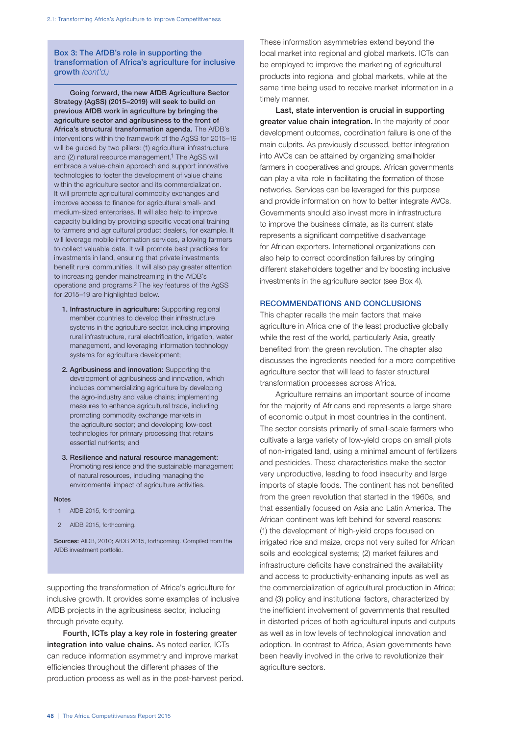### Box 3: The AfDB's role in supporting the transformation of Africa's agriculture for inclusive growth *(cont'd.)*

**Going forward, the new AfDB Agriculture Sector Strategy (AgSS) (2015–2019) will seek to build on previous AfDB work in agriculture by bringing the agriculture sector and agribusiness to the front of Africa's structural transformation agenda.** The AfDB's interventions within the framework of the AgSS for 2015–19 will be guided by two pillars: (1) agricultural infrastructure and (2) natural resource management.[1] The AgSS will embrace a value-chain approach and support innovative technologies to foster the development of value chains within the agriculture sector and its commercialization. It will promote agricultural commodity exchanges and improve access to finance for agricultural small- and medium-sized enterprises. It will also help to improve capacity building by providing specific vocational training to farmers and agricultural product dealers, for example. It will leverage mobile information services, allowing farmers to collect valuable data. It will promote best practices for investments in land, ensuring that private investments benefit rural communities. It will also pay greater attention to increasing gender mainstreaming in the AfDB's operations and programs.[2] The key features of the AgSS for 2015–19 are highlighted below.

1. **Infrastructure in agriculture:** Supporting regional member countries to develop their infrastructure systems in the agriculture sector, including improving rural infrastructure, rural electrification, irrigation, water management, and leveraging information technology systems for agriculture development;
2. **Agribusiness and innovation:** Supporting the development of agribusiness and innovation, which includes commercializing agriculture by developing the agro-industry and value chains; implementing measures to enhance agricultural trade, including promoting commodity exchange markets in the agriculture sector; and developing low-cost technologies for primary processing that retains essential nutrients; and
3. **Resilience and natural resource management:** Promoting resilience and the sustainable management of natural resources, including managing the environmental impact of agriculture activities.

**Notes**

1 AfDB 2015, forthcoming.

2 AfDB 2015, forthcoming.

**Sources:** AfDB, 2010; AfDB 2015, forthcoming. Compiled from the AfDB investment portfolio.

supporting the transformation of Africa's agriculture for inclusive growth. It provides some examples of inclusive AfDB projects in the agribusiness sector, including through private equity.

**Fourth, ICTs play a key role in fostering greater integration into value chains.** As noted earlier, ICTs can reduce information asymmetry and improve market efficiencies throughout the different phases of the production process as well as in the post-harvest period. These information asymmetries extend beyond the local market into regional and global markets. ICTs can be employed to improve the marketing of agricultural products into regional and global markets, while at the same time being used to receive market information in a timely manner.

**Last, state intervention is crucial in supporting greater value chain integration.** In the majority of poor development outcomes, coordination failure is one of the main culprits. As previously discussed, better integration into AVCs can be attained by organizing smallholder farmers in cooperatives and groups. African governments can play a vital role in facilitating the formation of those networks. Services can be leveraged for this purpose and provide information on how to better integrate AVCs. Governments should also invest more in infrastructure to improve the business climate, as its current state represents a significant competitive disadvantage for African exporters. International organizations can also help to correct coordination failures by bringing different stakeholders together and by boosting inclusive investments in the agriculture sector (see Box 4).

## RECOMMENDATIONS AND CONCLUSIONS

This chapter recalls the main factors that make agriculture in Africa one of the least productive globally while the rest of the world, particularly Asia, greatly benefited from the green revolution. The chapter also discusses the ingredients needed for a more competitive agriculture sector that will lead to faster structural transformation processes across Africa.

Agriculture remains an important source of income for the majority of Africans and represents a large share of economic output in most countries in the continent. The sector consists primarily of small-scale farmers who cultivate a large variety of low-yield crops on small plots of non-irrigated land, using a minimal amount of fertilizers and pesticides. These characteristics make the sector very unproductive, leading to food insecurity and large imports of staple foods. The continent has not benefited from the green revolution that started in the 1960s, and that essentially focused on Asia and Latin America. The African continent was left behind for several reasons: (1) the development of high-yield crops focused on irrigated rice and maize, crops not very suited for African soils and ecological systems; (2) market failures and infrastructure deficits have constrained the availability and access to productivity-enhancing inputs as well as the commercialization of agricultural production in Africa; and (3) policy and institutional factors, characterized by the inefficient involvement of governments that resulted in distorted prices of both agricultural inputs and outputs as well as in low levels of technological innovation and adoption. In contrast to Africa, Asian governments have been heavily involved in the drive to revolutionize their agriculture sectors.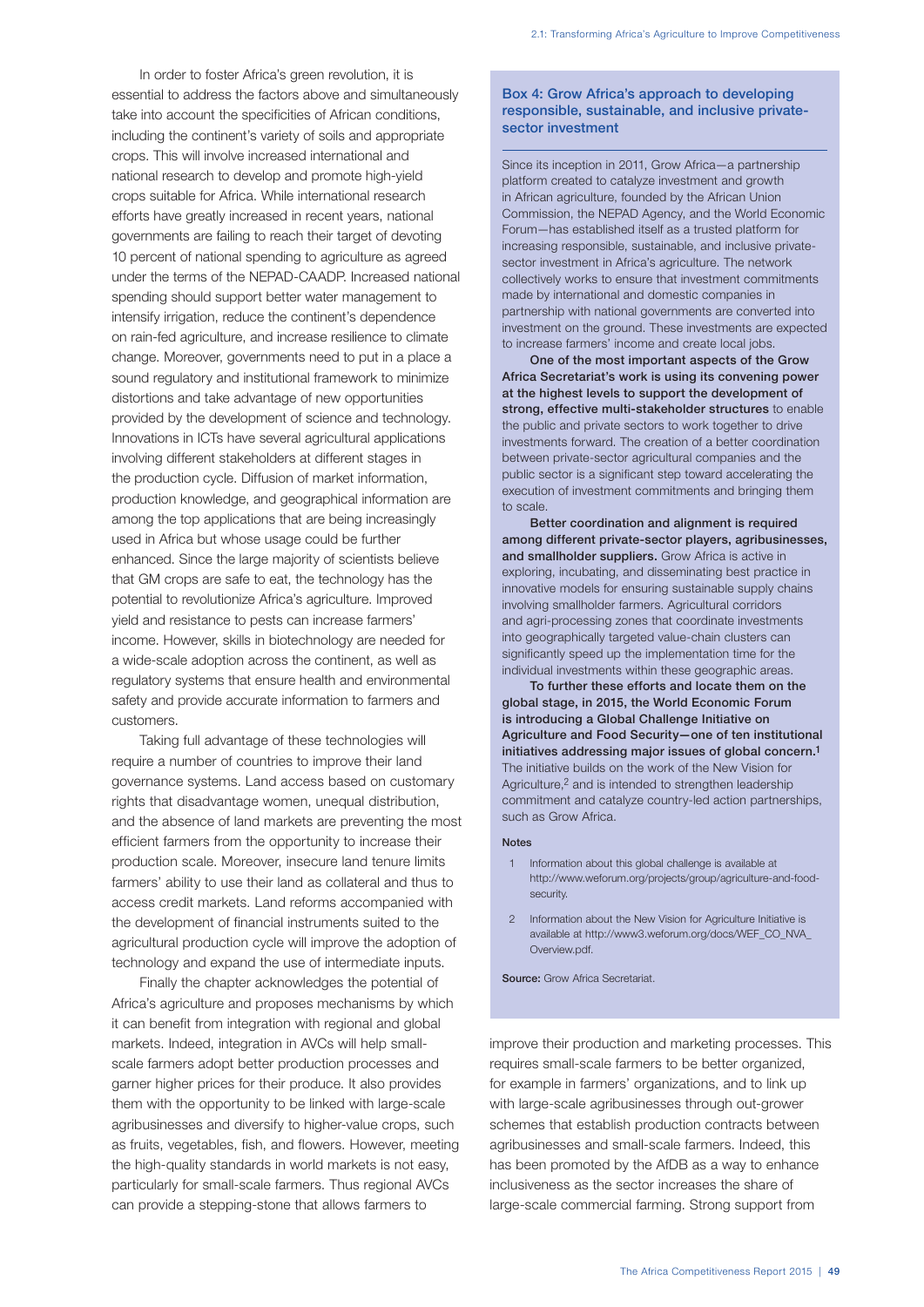In order to foster Africa's green revolution, it is essential to address the factors above and simultaneously take into account the specificities of African conditions, including the continent's variety of soils and appropriate crops. This will involve increased international and national research to develop and promote high-yield crops suitable for Africa. While international research efforts have greatly increased in recent years, national governments are failing to reach their target of devoting 10 percent of national spending to agriculture as agreed under the terms of the NEPAD-CAADP. Increased national spending should support better water management to intensify irrigation, reduce the continent's dependence on rain-fed agriculture, and increase resilience to climate change. Moreover, governments need to put in a place a sound regulatory and institutional framework to minimize distortions and take advantage of new opportunities provided by the development of science and technology. Innovations in ICTs have several agricultural applications involving different stakeholders at different stages in the production cycle. Diffusion of market information, production knowledge, and geographical information are among the top applications that are being increasingly used in Africa but whose usage could be further enhanced. Since the large majority of scientists believe that GM crops are safe to eat, the technology has the potential to revolutionize Africa's agriculture. Improved yield and resistance to pests can increase farmers' income. However, skills in biotechnology are needed for a wide-scale adoption across the continent, as well as regulatory systems that ensure health and environmental safety and provide accurate information to farmers and customers.

Taking full advantage of these technologies will require a number of countries to improve their land governance systems. Land access based on customary rights that disadvantage women, unequal distribution, and the absence of land markets are preventing the most efficient farmers from the opportunity to increase their production scale. Moreover, insecure land tenure limits farmers' ability to use their land as collateral and thus to access credit markets. Land reforms accompanied with the development of financial instruments suited to the agricultural production cycle will improve the adoption of technology and expand the use of intermediate inputs.

Finally the chapter acknowledges the potential of Africa's agriculture and proposes mechanisms by which it can benefit from integration with regional and global markets. Indeed, integration in AVCs will help small-scale farmers adopt better production processes and garner higher prices for their produce. It also provides them with the opportunity to be linked with large-scale agribusinesses and diversify to higher-value crops, such as fruits, vegetables, fish, and flowers. However, meeting the high-quality standards in world markets is not easy, particularly for small-scale farmers. Thus regional AVCs can provide a stepping-stone that allows farmers to improve their production and marketing processes. This requires small-scale farmers to be better organized, for example in farmers' organizations, and to link up with large-scale agribusinesses through out-grower schemes that establish production contracts between agribusinesses and small-scale farmers. Indeed, this has been promoted by the AfDB as a way to enhance inclusiveness as the sector increases the share of large-scale commercial farming. Strong support from

### Box 4: Grow Africa's approach to developing responsible, sustainable, and inclusive private-sector investment

Since its inception in 2011, Grow Africa—a partnership platform created to catalyze investment and growth in African agriculture, founded by the African Union Commission, the NEPAD Agency, and the World Economic Forum—has established itself as a trusted platform for increasing responsible, sustainable, and inclusive private-sector investment in Africa's agriculture. The network collectively works to ensure that investment commitments made by international and domestic companies in partnership with national governments are converted into investment on the ground. These investments are expected to increase farmers' income and create local jobs.

**One of the most important aspects of the Grow Africa Secretariat's work is using its convening power at the highest levels to support the development of strong, effective multi-stakeholder structures** to enable the public and private sectors to work together to drive investments forward. The creation of a better coordination between private-sector agricultural companies and the public sector is a significant step toward accelerating the execution of investment commitments and bringing them to scale.

**Better coordination and alignment is required among different private-sector players, agribusinesses, and smallholder suppliers.** Grow Africa is active in exploring, incubating, and disseminating best practice in innovative models for ensuring sustainable supply chains involving smallholder farmers. Agricultural corridors and agri-processing zones that coordinate investments into geographically targeted value-chain clusters can significantly speed up the implementation time for the individual investments within these geographic areas.

**To further these efforts and locate them on the global stage, in 2015, the World Economic Forum is introducing a Global Challenge Initiative on Agriculture and Food Security—one of ten institutional initiatives addressing major issues of global concern.**[1] The initiative builds on the work of the New Vision for Agriculture,[2] and is intended to strengthen leadership commitment and catalyze country-led action partnerships, such as Grow Africa.

**Notes**

1. Information about this global challenge is available at http://www.weforum.org/projects/group/agriculture-and-food-security.
2. Information about the New Vision for Agriculture Initiative is available at http://www3.weforum.org/docs/WEF_CO_NVA_Overview.pdf.

**Source:** Grow Africa Secretariat.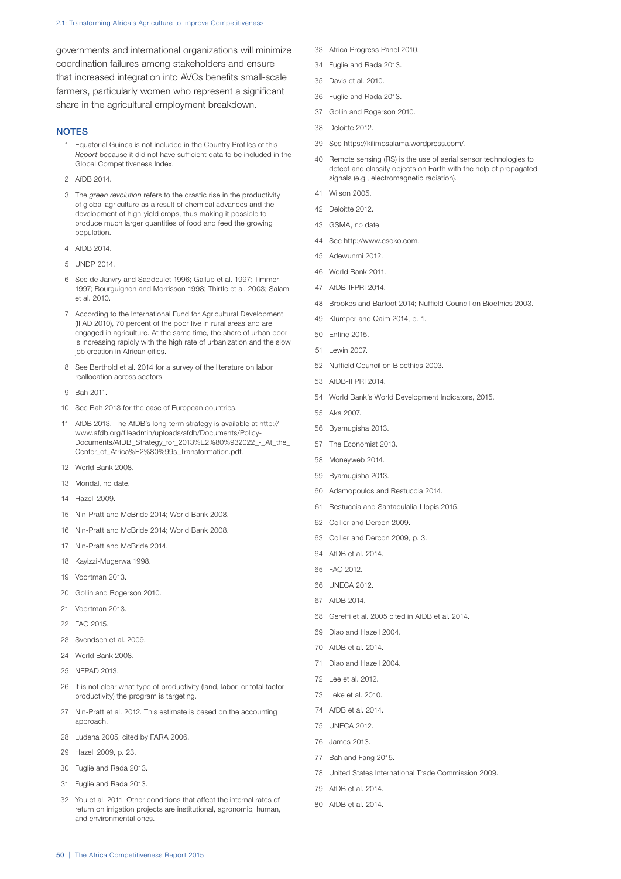governments and international organizations will minimize coordination failures among stakeholders and ensure that increased integration into AVCs benefits small-scale farmers, particularly women who represent a significant share in the agricultural employment breakdown.

## NOTES

1. Equatorial Guinea is not included in the Country Profiles of this *Report* because it did not have sufficient data to be included in the Global Competitiveness Index.
2. AfDB 2014.
3. The *green revolution* refers to the drastic rise in the productivity of global agriculture as a result of chemical advances and the development of high-yield crops, thus making it possible to produce much larger quantities of food and feed the growing population.
4. AfDB 2014.
5. UNDP 2014.
6. See de Janvry and Saddoulet 1996; Gallup et al. 1997; Timmer 1997; Bourguignon and Morrisson 1998; Thirtle et al. 2003; Salami et al. 2010.
7. According to the International Fund for Agricultural Development (IFAD 2010), 70 percent of the poor live in rural areas and are engaged in agriculture. At the same time, the share of urban poor is increasing rapidly with the high rate of urbanization and the slow job creation in African cities.
8. See Berthold et al. 2014 for a survey of the literature on labor reallocation across sectors.
9. Bah 2011.
10. See Bah 2013 for the case of European countries.
11. AfDB 2013. The AfDB's long-term strategy is available at http://www.afdb.org/fileadmin/uploads/afdb/Documents/Policy-Documents/AfDB_Strategy_for_2013%E2%80%932022_-_At_the_Center_of_Africa%E2%80%99s_Transformation.pdf.
12. World Bank 2008.
13. Mondal, no date.
14. Hazell 2009.
15. Nin-Pratt and McBride 2014; World Bank 2008.
16. Nin-Pratt and McBride 2014; World Bank 2008.
17. Nin-Pratt and McBride 2014.
18. Kayizzi-Mugerwa 1998.
19. Voortman 2013.
20. Gollin and Rogerson 2010.
21. Voortman 2013.
22. FAO 2015.
23. Svendsen et al. 2009.
24. World Bank 2008.
25. NEPAD 2013.
26. It is not clear what type of productivity (land, labor, or total factor productivity) the program is targeting.
27. Nin-Pratt et al. 2012. This estimate is based on the accounting approach.
28. Ludena 2005, cited by FARA 2006.
29. Hazell 2009, p. 23.
30. Fuglie and Rada 2013.
31. Fuglie and Rada 2013.
32. You et al. 2011. Other conditions that affect the internal rates of return on irrigation projects are institutional, agronomic, human, and environmental ones.
33. Africa Progress Panel 2010.
34. Fuglie and Rada 2013.
35. Davis et al. 2010.
36. Fuglie and Rada 2013.
37. Gollin and Rogerson 2010.
38. Deloitte 2012.
39. See https://kilimosalama.wordpress.com/.
40. Remote sensing (RS) is the use of aerial sensor technologies to detect and classify objects on Earth with the help of propagated signals (e.g., electromagnetic radiation).
41. Wilson 2005.
42. Deloitte 2012.
43. GSMA, no date.
44. See http://www.esoko.com.
45. Adewunmi 2012.
46. World Bank 2011.
47. AfDB-IFPRI 2014.
48. Brookes and Barfoot 2014; Nuffield Council on Bioethics 2003.
49. Klümper and Qaim 2014, p. 1.
50. Entine 2015.
51. Lewin 2007.
52. Nuffield Council on Bioethics 2003.
53. AfDB-IFPRI 2014.
54. World Bank's World Development Indicators, 2015.
55. Aka 2007.
56. Byamugisha 2013.
57. The Economist 2013.
58. Moneyweb 2014.
59. Byamugisha 2013.
60. Adamopoulos and Restuccia 2014.
61. Restuccia and Santaeulalia-Llopis 2015.
62. Collier and Dercon 2009.
63. Collier and Dercon 2009, p. 3.
64. AfDB et al. 2014.
65. FAO 2012.
66. UNECA 2012.
67. AfDB 2014.
68. Gereffi et al. 2005 cited in AfDB et al. 2014.
69. Diao and Hazell 2004.
70. AfDB et al. 2014.
71. Diao and Hazell 2004.
72. Lee et al. 2012.
73. Leke et al. 2010.
74. AfDB et al. 2014.
75. UNECA 2012.
76. James 2013.
77. Bah and Fang 2015.
78. United States International Trade Commission 2009.
79. AfDB et al. 2014.
80. AfDB et al. 2014.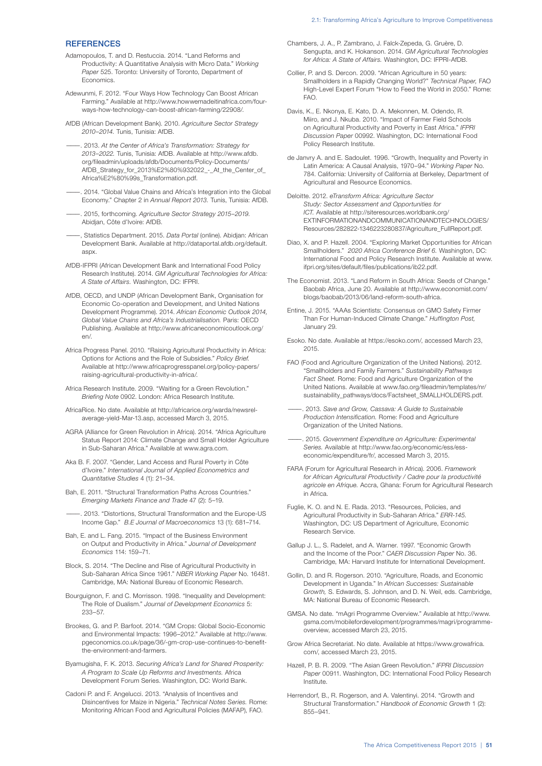## REFERENCES

Adamopoulos, T. and D. Restuccia. 2014. "Land Reforms and Productivity: A Quantitative Analysis with Micro Data." *Working Paper* 525. Toronto: University of Toronto, Department of Economics.

Adewunmi, F. 2012. "Four Ways How Technology Can Boost African Farming." Available at http://www.howwemadeitinafrica.com/four-ways-how-technology-can-boost-african-farming/22908/.

AfDB (African Development Bank). 2010. *Agriculture Sector Strategy 2010–2014.* Tunis, Tunisia: AfDB.

——. 2013. *At the Center of Africa's Transformation: Strategy for 2013–2022.* Tunis, Tunisia: AfDB. Available at http://www.afdb.org/fileadmin/uploads/afdb/Documents/Policy-Documents/AfDB_Strategy_for_2013%E2%80%932022_-_At_the_Center_of_Africa%E2%80%99s_Transformation.pdf.

——. 2014. "Global Value Chains and Africa's Integration into the Global Economy." Chapter 2 in *Annual Report 2013.* Tunis, Tunisia: AfDB.

——. 2015, forthcoming. *Agriculture Sector Strategy 2015–2019.* Abidjan, Côte d'Ivoire: AfDB.

——, Statistics Department. 2015. *Data Portal* (online). Abidjan: African Development Bank. Available at http://dataportal.afdb.org/default.aspx.

AfDB-IFPRI (African Development Bank and International Food Policy Research Institute). 2014. *GM Agricultural Technologies for Africa: A State of Affairs.* Washington, DC: IFPRI.

AfDB, OECD, and UNDP (African Development Bank, Organisation for Economic Co-operation and Development, and United Nations Development Programme). 2014. *African Economic Outlook 2014, Global Value Chains and Africa's Industrialisation.* Paris: OECD Publishing. Available at http://www.africaneconomicoutlook.org/en/.

Africa Progress Panel. 2010. "Raising Agricultural Productivity in Africa: Options for Actions and the Role of Subsidies." *Policy Brief.* Available at http://www.africaprogresspanel.org/policy-papers/raising-agricultural-productivity-in-africa/.

Africa Research Institute. 2009. "Waiting for a Green Revolution." *Briefing Note* 0902. London: Africa Research Institute.

AfricaRice. No date. Available at http://africarice.org/warda/newsrel-average-yield-Mar-13.asp, accessed March 3, 2015.

AGRA (Alliance for Green Revolution in Africa). 2014. "Africa Agriculture Status Report 2014: Climate Change and Small Holder Agriculture in Sub-Saharan Africa." Available at www.agra.com.

Aka B. F. 2007. "Gender, Land Access and Rural Poverty in Côte d'Ivoire." *International Journal of Applied Econometrics and Quantitative Studies* 4 (1): 21–34.

Bah, E. 2011. "Structural Transformation Paths Across Countries." *Emerging Markets Finance and Trade* 47 (2): 5–19.

——. 2013. "Distortions, Structural Transformation and the Europe-US Income Gap." *B.E Journal of Macroeconomics* 13 (1): 681–714.

Bah, E. and L. Fang. 2015. "Impact of the Business Environment on Output and Productivity in Africa." *Journal of Development Economics* 114: 159–71.

Block, S. 2014. "The Decline and Rise of Agricultural Productivity in Sub-Saharan Africa Since 1961." *NBER Working Paper* No. 16481. Cambridge, MA: National Bureau of Economic Research.

Bourguignon, F. and C. Morrisson. 1998. "Inequality and Development: The Role of Dualism." *Journal of Development Economics* 5: 233–57.

Brookes, G. and P. Barfoot. 2014. "GM Crops: Global Socio-Economic and Environmental Impacts: 1996–2012." Available at http://www.pgeconomics.co.uk/page/36/-gm-crop-use-continues-to-benefit-the-environment-and-farmers.

Byamugisha, F. K. 2013. *Securing Africa's Land for Shared Prosperity: A Program to Scale Up Reforms and Investments.* Africa Development Forum Series. Washington, DC: World Bank.

Cadoni P. and F. Angelucci. 2013. "Analysis of Incentives and Disincentives for Maize in Nigeria." *Technical Notes Series.* Rome: Monitoring African Food and Agricultural Policies (MAFAP), FAO.

Chambers, J. A., P. Zambrano, J. Falck-Zepeda, G. Gruère, D. Sengupta, and K. Hokanson. 2014. *GM Agricultural Technologies for Africa: A State of Affairs.* Washington, DC: IFPRI-AfDB.

Collier, P. and S. Dercon. 2009. "African Agriculture in 50 years: Smallholders in a Rapidly Changing World?" *Technical Paper,* FAO High-Level Expert Forum "How to Feed the World in 2050." Rome: FAO.

Davis, K., E. Nkonya, E. Kato, D. A. Mekonnen, M. Odendo, R. Miiro, and J. Nkuba. 2010. "Impact of Farmer Field Schools on Agricultural Productivity and Poverty in East Africa." *IFPRI Discussion Paper* 00992. Washington, DC: International Food Policy Research Institute.

de Janvry A. and E. Sadoulet. 1996. "Growth, Inequality and Poverty in Latin America: A Causal Analysis, 1970–94." *Working Paper* No. 784. California: University of California at Berkeley, Department of Agricultural and Resource Economics.

Deloitte. 2012. *eTransform Africa: Agriculture Sector Study: Sector Assessment and Opportunities for ICT.* Available at http://siteresources.worldbank.org/EXTINFORMATIONANDCOMMUNICATIONANDTECHNOLOGIES/Resources/282822-1346223280837/Agriculture_FullReport.pdf.

Diao, X. and P. Hazell. 2004. "Exploring Market Opportunities for African Smallholders." *2020 Africa Conference Brief 6.* Washington, DC: International Food and Policy Research Institute. Available at www.ifpri.org/sites/default/files/publications/ib22.pdf.

The Economist. 2013. "Land Reform in South Africa: Seeds of Change." Baobab Africa, June 20. Available at http://www.economist.com/blogs/baobab/2013/06/land-reform-south-africa.

Entine, J. 2015. "AAAs Scientists: Consensus on GMO Safety Firmer Than For Human-Induced Climate Change." *Huffington Post,* January 29.

Esoko. No date. Available at https://esoko.com/, accessed March 23, 2015.

FAO (Food and Agriculture Organization of the United Nations). 2012. "Smallholders and Family Farmers." *Sustainability Pathways Fact Sheet.* Rome: Food and Agriculture Organization of the United Nations. Available at www.fao.org/fileadmin/templates/nr/sustainability_pathways/docs/Factsheet_SMALLHOLDERS.pdf.

——. 2013. *Save and Grow, Cassava: A Guide to Sustainable Production Intensification.* Rome: Food and Agriculture Organization of the United Nations.

——. 2015. *Government Expenditure on Agriculture: Experimental Series.* Available at http://www.fao.org/economic/ess/ess-economic/expenditure/fr/, accessed March 3, 2015.

FARA (Forum for Agricultural Research in Africa). 2006. *Framework for African Agricultural Productivity / Cadre pour la productivité agricole en Afrique.* Accra, Ghana: Forum for Agricultural Research in Africa.

Fuglie, K. O. and N. E. Rada. 2013. "Resources, Policies, and Agricultural Productivity in Sub-Saharan Africa." *ERR-145.* Washington, DC: US Department of Agriculture, Economic Research Service.

Gallup J. L., S. Radelet, and A. Warner. 1997. "Economic Growth and the Income of the Poor." *CAER Discussion Paper* No. 36. Cambridge, MA: Harvard Institute for International Development.

Gollin, D. and R. Rogerson. 2010. "Agriculture, Roads, and Economic Development in Uganda." In *African Successes: Sustainable Growth,* S. Edwards, S. Johnson, and D. N. Weil, eds. Cambridge, MA: National Bureau of Economic Research.

GMSA. No date. "mAgri Programme Overview." Available at http://www.gsma.com/mobilefordevelopment/programmes/magri/programme-overview, accessed March 23, 2015.

Grow Africa Secretariat. No date. Available at https://www.growafrica.com/, accessed March 23, 2015.

Hazell, P. B. R. 2009. "The Asian Green Revolution." *IFPRI Discussion Paper* 00911. Washington, DC: International Food Policy Research Institute.

Herrendorf, B., R. Rogerson, and A. Valentinyi. 2014. "Growth and Structural Transformation." *Handbook of Economic Growth* 1 (2): 855–941.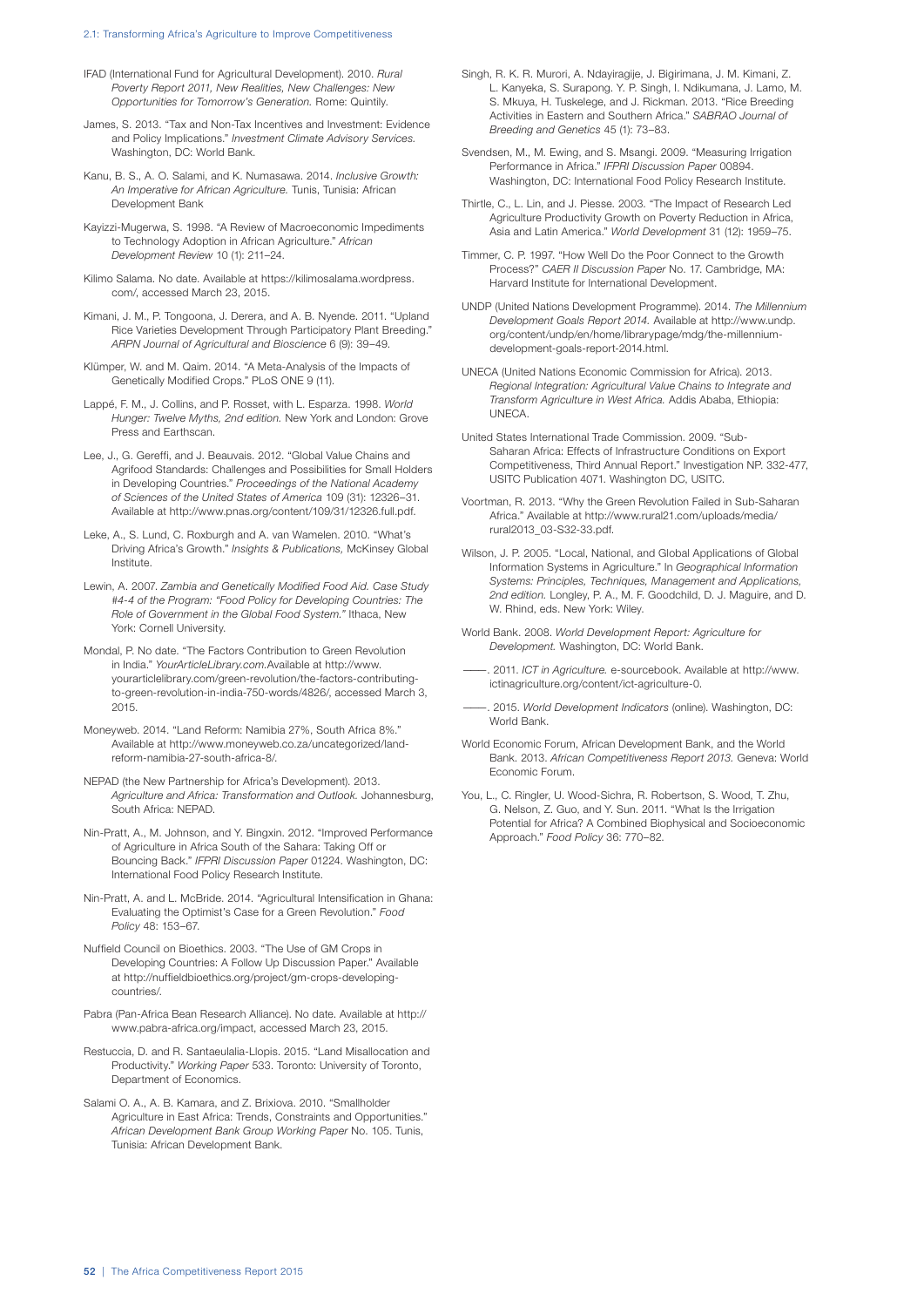IFAD (International Fund for Agricultural Development). 2010. *Rural Poverty Report 2011, New Realities, New Challenges: New Opportunities for Tomorrow's Generation.* Rome: Quintily.

James, S. 2013. "Tax and Non-Tax Incentives and Investment: Evidence and Policy Implications." *Investment Climate Advisory Services.* Washington, DC: World Bank.

Kanu, B. S., A. O. Salami, and K. Numasawa. 2014. *Inclusive Growth: An Imperative for African Agriculture.* Tunis, Tunisia: African Development Bank

Kayizzi-Mugerwa, S. 1998. "A Review of Macroeconomic Impediments to Technology Adoption in African Agriculture." *African Development Review* 10 (1): 211–24.

Kilimo Salama. No date. Available at https://kilimosalama.wordpress.com/, accessed March 23, 2015.

Kimani, J. M., P. Tongoona, J. Derera, and A. B. Nyende. 2011. "Upland Rice Varieties Development Through Participatory Plant Breeding." *ARPN Journal of Agricultural and Bioscience* 6 (9): 39–49.

Klümper, W. and M. Qaim. 2014. "A Meta-Analysis of the Impacts of Genetically Modified Crops." PLoS ONE 9 (11).

Lappé, F. M., J. Collins, and P. Rosset, with L. Esparza. 1998. *World Hunger: Twelve Myths, 2nd edition.* New York and London: Grove Press and Earthscan.

Lee, J., G. Gereffi, and J. Beauvais. 2012. "Global Value Chains and Agrifood Standards: Challenges and Possibilities for Small Holders in Developing Countries." *Proceedings of the National Academy of Sciences of the United States of America* 109 (31): 12326–31. Available at http://www.pnas.org/content/109/31/12326.full.pdf.

Leke, A., S. Lund, C. Roxburgh and A. van Wamelen. 2010. "What's Driving Africa's Growth." *Insights & Publications,* McKinsey Global Institute.

Lewin, A. 2007. *Zambia and Genetically Modified Food Aid. Case Study #4-4 of the Program: "Food Policy for Developing Countries: The Role of Government in the Global Food System."* Ithaca, New York: Cornell University.

Mondal, P. No date. "The Factors Contribution to Green Revolution in India." *YourArticleLibrary.com.*Available at http://www.yourarticlelibrary.com/green-revolution/the-factors-contributing-to-green-revolution-in-india-750-words/4826/, accessed March 3, 2015.

Moneyweb. 2014. "Land Reform: Namibia 27%, South Africa 8%." Available at http://www.moneyweb.co.za/uncategorized/land-reform-namibia-27-south-africa-8/.

NEPAD (the New Partnership for Africa's Development). 2013. *Agriculture and Africa: Transformation and Outlook.* Johannesburg, South Africa: NEPAD.

Nin-Pratt, A., M. Johnson, and Y. Bingxin. 2012. "Improved Performance of Agriculture in Africa South of the Sahara: Taking Off or Bouncing Back." *IFPRI Discussion Paper* 01224. Washington, DC: International Food Policy Research Institute.

Nin-Pratt, A. and L. McBride. 2014. "Agricultural Intensification in Ghana: Evaluating the Optimist's Case for a Green Revolution." *Food Policy* 48: 153–67.

Nuffield Council on Bioethics. 2003. "The Use of GM Crops in Developing Countries: A Follow Up Discussion Paper." Available at http://nuffieldbioethics.org/project/gm-crops-developing-countries/.

Pabra (Pan-Africa Bean Research Alliance). No date. Available at http://www.pabra-africa.org/impact, accessed March 23, 2015.

Restuccia, D. and R. Santaeulalia-Llopis. 2015. "Land Misallocation and Productivity." *Working Paper* 533. Toronto: University of Toronto, Department of Economics.

Salami O. A., A. B. Kamara, and Z. Brixiova. 2010. "Smallholder Agriculture in East Africa: Trends, Constraints and Opportunities." *African Development Bank Group Working Paper* No. 105. Tunis, Tunisia: African Development Bank.

Singh, R. K. R. Murori, A. Ndayiragije, J. Bigirimana, J. M. Kimani, Z. L. Kanyeka, S. Surapong. Y. P. Singh, I. Ndikumana, J. Lamo, M. S. Mkuya, H. Tuskelege, and J. Rickman. 2013. "Rice Breeding Activities in Eastern and Southern Africa." *SABRAO Journal of Breeding and Genetics* 45 (1): 73–83.

Svendsen, M., M. Ewing, and S. Msangi. 2009. "Measuring Irrigation Performance in Africa." *IFPRI Discussion Paper* 00894. Washington, DC: International Food Policy Research Institute.

Thirtle, C., L. Lin, and J. Piesse. 2003. "The Impact of Research Led Agriculture Productivity Growth on Poverty Reduction in Africa, Asia and Latin America." *World Development* 31 (12): 1959–75.

Timmer, C. P. 1997. "How Well Do the Poor Connect to the Growth Process?" *CAER II Discussion Paper* No. 17. Cambridge, MA: Harvard Institute for International Development.

UNDP (United Nations Development Programme). 2014. *The Millennium Development Goals Report 2014.* Available at http://www.undp.org/content/undp/en/home/librarypage/mdg/the-millennium-development-goals-report-2014.html.

UNECA (United Nations Economic Commission for Africa). 2013. *Regional Integration: Agricultural Value Chains to Integrate and Transform Agriculture in West Africa.* Addis Ababa, Ethiopia: UNECA.

United States International Trade Commission. 2009. "Sub-Saharan Africa: Effects of Infrastructure Conditions on Export Competitiveness, Third Annual Report." Investigation NP. 332-477, USITC Publication 4071. Washington DC, USITC.

Voortman, R. 2013. "Why the Green Revolution Failed in Sub-Saharan Africa." Available at http://www.rural21.com/uploads/media/rural2013_03-S32-33.pdf.

Wilson, J. P. 2005. "Local, National, and Global Applications of Global Information Systems in Agriculture." In *Geographical Information Systems: Principles, Techniques, Management and Applications, 2nd edition.* Longley, P. A., M. F. Goodchild, D. J. Maguire, and D. W. Rhind, eds. New York: Wiley.

World Bank. 2008. *World Development Report: Agriculture for Development.* Washington, DC: World Bank.

———. 2011. *ICT in Agriculture.* e-sourcebook. Available at http://www.ictinagriculture.org/content/ict-agriculture-0.

———. 2015. *World Development Indicators* (online). Washington, DC: World Bank.

World Economic Forum, African Development Bank, and the World Bank. 2013. *African Competitiveness Report 2013.* Geneva: World Economic Forum.

You, L., C. Ringler, U. Wood-Sichra, R. Robertson, S. Wood, T. Zhu, G. Nelson, Z. Guo, and Y. Sun. 2011. "What Is the Irrigation Potential for Africa? A Combined Biophysical and Socioeconomic Approach." *Food Policy* 36: 770–82.